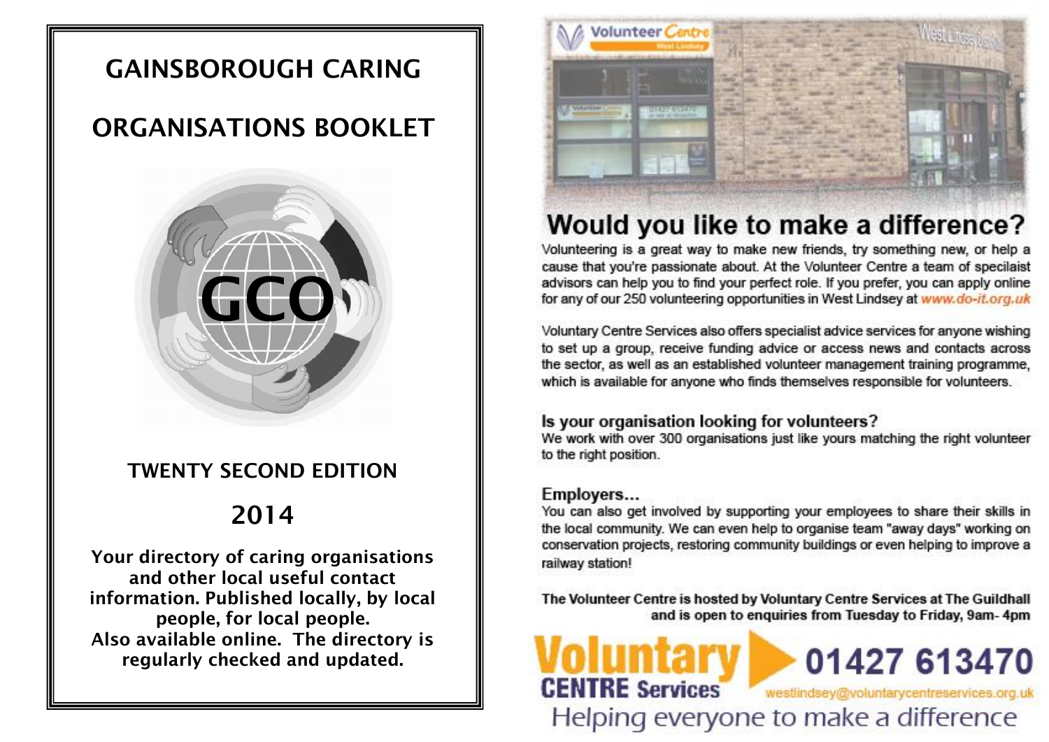# GAINSBOROUGH CARING ORGANISATIONS BOOKLET

GCO

## TWENTY SECOND EDITION

## 2014

**Your directory of caring organisations and other local useful contact information. Published locally, by local people, for local people.**
**Also available online. The directory is regularly checked and updated.**

Volunteer Centre West Lindsey

# Would you like to make a difference?

Volunteering is a great way to make new friends, try something new, or help a cause that you're passionate about. At the Volunteer Centre a team of specialist advisors can help you to find your perfect role. If you prefer, you can apply online for any of our 250 volunteering opportunities in West Lindsey at www.do-it.org.uk

Voluntary Centre Services also offers specialist advice services for anyone wishing to set up a group, receive funding advice or access news and contacts across the sector, as well as an established volunteer management training programme, which is available for anyone who finds themselves responsible for volunteers.

### Is your organisation looking for volunteers?

We work with over 300 organisations just like yours matching the right volunteer to the right position.

### Employers...

You can also get involved by supporting your employees to share their skills in the local community. We can even help to organise team "away days" working on conservation projects, restoring community buildings or even helping to improve a railway station!

**The Volunteer Centre is hosted by Voluntary Centre Services at The Guildhall and is open to enquiries from Tuesday to Friday, 9am- 4pm**

**Voluntary CENTRE Services** 01427 613470

westlindsey@voluntarycentreservices.org.uk

Helping everyone to make a difference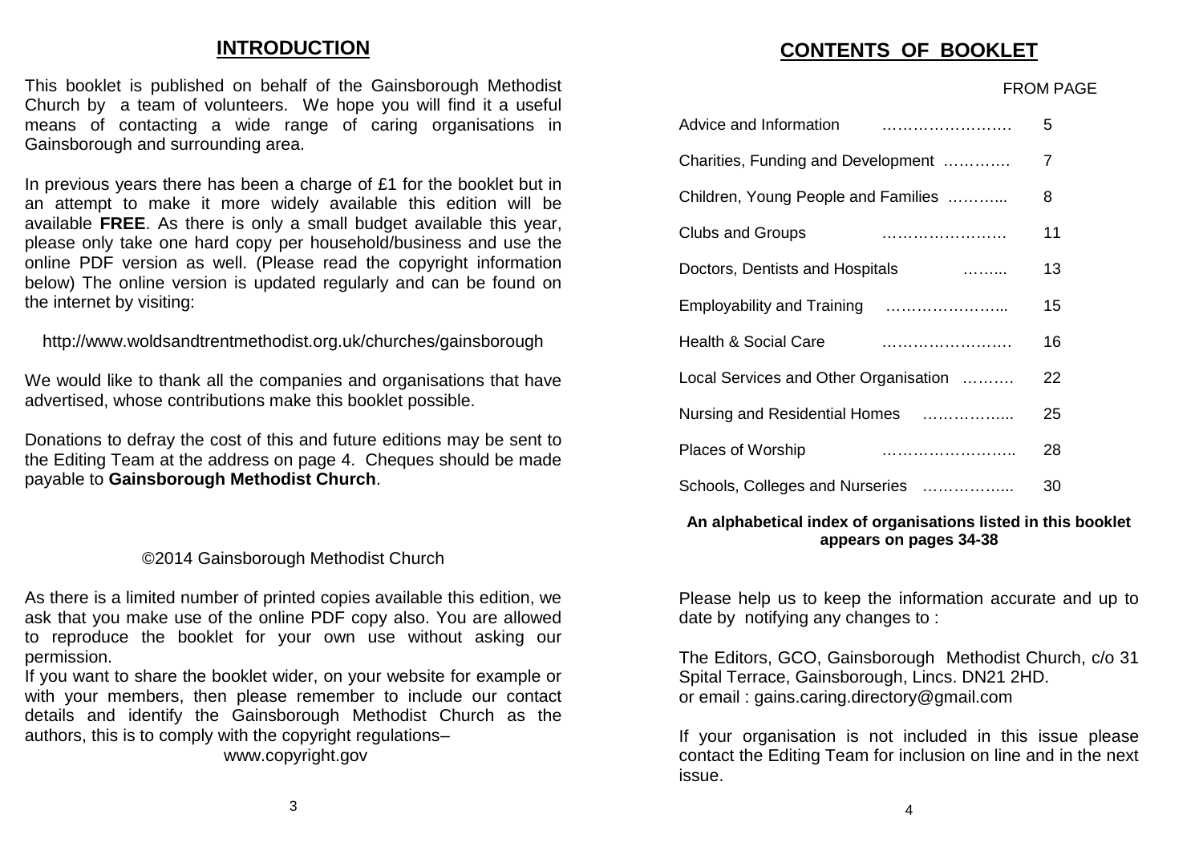## INTRODUCTION

This booklet is published on behalf of the Gainsborough Methodist Church by a team of volunteers. We hope you will find it a useful means of contacting a wide range of caring organisations in Gainsborough and surrounding area.

In previous years there has been a charge of £1 for the booklet but in an attempt to make it more widely available this edition will be available **FREE**. As there is only a small budget available this year, please only take one hard copy per household/business and use the online PDF version as well. (Please read the copyright information below) The online version is updated regularly and can be found on the internet by visiting:

http://www.woldsandtrentmethodist.org.uk/churches/gainsborough

We would like to thank all the companies and organisations that have advertised, whose contributions make this booklet possible.

Donations to defray the cost of this and future editions may be sent to the Editing Team at the address on page 4. Cheques should be made payable to **Gainsborough Methodist Church**.

©2014 Gainsborough Methodist Church

As there is a limited number of printed copies available this edition, we ask that you make use of the online PDF copy also. You are allowed to reproduce the booklet for your own use without asking our permission.

If you want to share the booklet wider, on your website for example or with your members, then please remember to include our contact details and identify the Gainsborough Methodist Church as the authors, this is to comply with the copyright regulations–

www.copyright.gov

## CONTENTS OF BOOKLET

| | FROM PAGE |
|---|---|
| Advice and Information | 5 |
| Charities, Funding and Development | 7 |
| Children, Young People and Families | 8 |
| Clubs and Groups | 11 |
| Doctors, Dentists and Hospitals | 13 |
| Employability and Training | 15 |
| Health & Social Care | 16 |
| Local Services and Other Organisation | 22 |
| Nursing and Residential Homes | 25 |
| Places of Worship | 28 |
| Schools, Colleges and Nurseries | 30 |

**An alphabetical index of organisations listed in this booklet appears on pages 34-38**

Please help us to keep the information accurate and up to date by notifying any changes to :

The Editors, GCO, Gainsborough Methodist Church, c/o 31 Spital Terrace, Gainsborough, Lincs. DN21 2HD.
or email : gains.caring.directory@gmail.com

If your organisation is not included in this issue please contact the Editing Team for inclusion on line and in the next issue.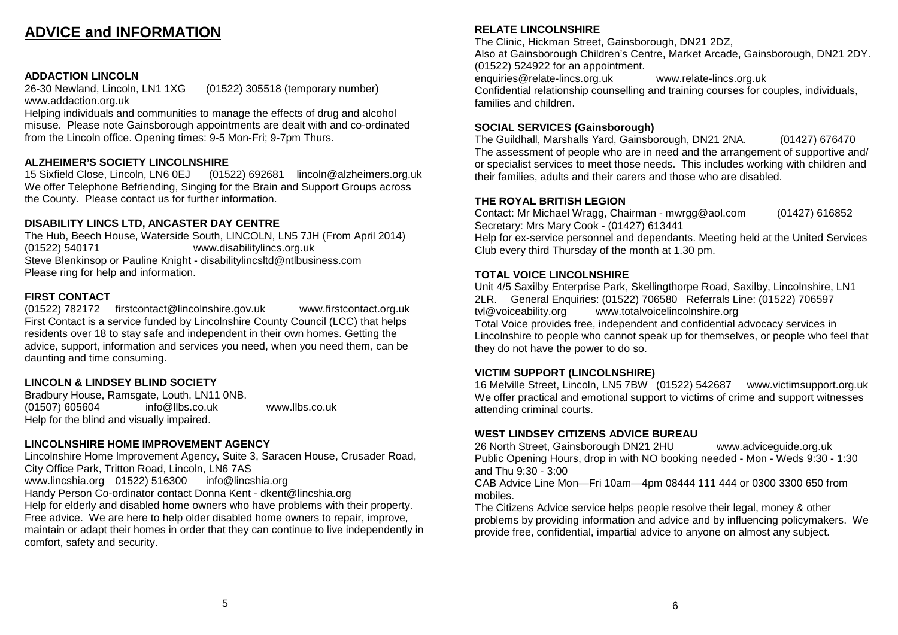# ADVICE and INFORMATION

### ADDACTION LINCOLN

26-30 Newland, Lincoln, LN1 1XG (01522) 305518 (temporary number)
www.addaction.org.uk
Helping individuals and communities to manage the effects of drug and alcohol misuse. Please note Gainsborough appointments are dealt with and co-ordinated from the Lincoln office. Opening times: 9-5 Mon-Fri; 9-7pm Thurs.

### ALZHEIMER'S SOCIETY LINCOLNSHIRE

15 Sixfield Close, Lincoln, LN6 0EJ (01522) 692681 lincoln@alzheimers.org.uk
We offer Telephone Befriending, Singing for the Brain and Support Groups across the County. Please contact us for further information.

### DISABILITY LINCS LTD, ANCASTER DAY CENTRE

The Hub, Beech House, Waterside South, LINCOLN, LN5 7JH (From April 2014)
(01522) 540171 www.disabilitylincs.org.uk
Steve Blenkinsop or Pauline Knight - disabilitylincsltd@ntlbusiness.com
Please ring for help and information.

### FIRST CONTACT

(01522) 782172 firstcontact@lincolnshire.gov.uk www.firstcontact.org.uk
First Contact is a service funded by Lincolnshire County Council (LCC) that helps residents over 18 to stay safe and independent in their own homes. Getting the advice, support, information and services you need, when you need them, can be daunting and time consuming.

### LINCOLN & LINDSEY BLIND SOCIETY

Bradbury House, Ramsgate, Louth, LN11 0NB.
(01507) 605604 info@llbs.co.uk www.llbs.co.uk
Help for the blind and visually impaired.

### LINCOLNSHIRE HOME IMPROVEMENT AGENCY

Lincolnshire Home Improvement Agency, Suite 3, Saracen House, Crusader Road, City Office Park, Tritton Road, Lincoln, LN6 7AS
www.lincshia.org 01522) 516300 info@lincshia.org
Handy Person Co-ordinator contact Donna Kent - dkent@lincshia.org
Help for elderly and disabled home owners who have problems with their property. Free advice. We are here to help older disabled home owners to repair, improve, maintain or adapt their homes in order that they can continue to live independently in comfort, safety and security.

### RELATE LINCOLNSHIRE

The Clinic, Hickman Street, Gainsborough, DN21 2DZ,
Also at Gainsborough Children's Centre, Market Arcade, Gainsborough, DN21 2DY.
(01522) 524922 for an appointment.
enquiries@relate-lincs.org.uk www.relate-lincs.org.uk
Confidential relationship counselling and training courses for couples, individuals, families and children.

### SOCIAL SERVICES (Gainsborough)

The Guildhall, Marshalls Yard, Gainsborough, DN21 2NA. (01427) 676470
The assessment of people who are in need and the arrangement of supportive and/ or specialist services to meet those needs. This includes working with children and their families, adults and their carers and those who are disabled.

### THE ROYAL BRITISH LEGION

Contact: Mr Michael Wragg, Chairman - mwrgg@aol.com (01427) 616852
Secretary: Mrs Mary Cook - (01427) 613441
Help for ex-service personnel and dependants. Meeting held at the United Services Club every third Thursday of the month at 1.30 pm.

### TOTAL VOICE LINCOLNSHIRE

Unit 4/5 Saxilby Enterprise Park, Skellingthorpe Road, Saxilby, Lincolnshire, LN1 2LR. General Enquiries: (01522) 706580 Referrals Line: (01522) 706597
tvl@voiceability.org www.totalvoicelincolnshire.org
Total Voice provides free, independent and confidential advocacy services in Lincolnshire to people who cannot speak up for themselves, or people who feel that they do not have the power to do so.

### VICTIM SUPPORT (LINCOLNSHIRE)

16 Melville Street, Lincoln, LN5 7BW (01522) 542687 www.victimsupport.org.uk
We offer practical and emotional support to victims of crime and support witnesses attending criminal courts.

### WEST LINDSEY CITIZENS ADVICE BUREAU

26 North Street, Gainsborough DN21 2HU www.adviceguide.org.uk
Public Opening Hours, drop in with NO booking needed - Mon - Weds 9:30 - 1:30 and Thu 9:30 - 3:00
CAB Advice Line Mon—Fri 10am—4pm 08444 111 444 or 0300 3300 650 from mobiles.
The Citizens Advice service helps people resolve their legal, money & other problems by providing information and advice and by influencing policymakers. We provide free, confidential, impartial advice to anyone on almost any subject.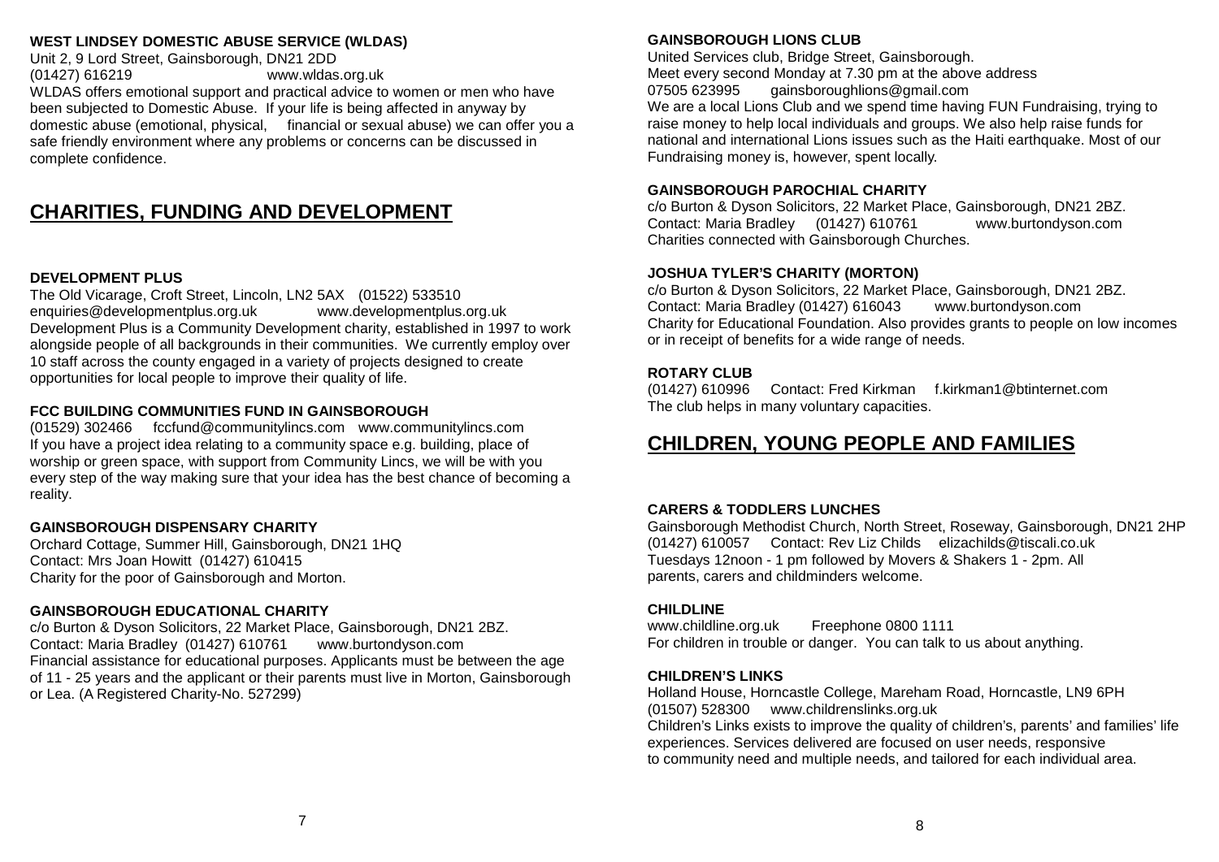**WEST LINDSEY DOMESTIC ABUSE SERVICE (WLDAS)**
Unit 2, 9 Lord Street, Gainsborough, DN21 2DD
(01427) 616219 www.wldas.org.uk
WLDAS offers emotional support and practical advice to women or men who have been subjected to Domestic Abuse. If your life is being affected in anyway by domestic abuse (emotional, physical, financial or sexual abuse) we can offer you a safe friendly environment where any problems or concerns can be discussed in complete confidence.

# CHARITIES, FUNDING AND DEVELOPMENT

**DEVELOPMENT PLUS**
The Old Vicarage, Croft Street, Lincoln, LN2 5AX (01522) 533510
enquiries@developmentplus.org.uk www.developmentplus.org.uk
Development Plus is a Community Development charity, established in 1997 to work alongside people of all backgrounds in their communities. We currently employ over 10 staff across the county engaged in a variety of projects designed to create opportunities for local people to improve their quality of life.

**FCC BUILDING COMMUNITIES FUND IN GAINSBOROUGH**
(01529) 302466 fccfund@communitylincs.com www.communitylincs.com
If you have a project idea relating to a community space e.g. building, place of worship or green space, with support from Community Lincs, we will be with you every step of the way making sure that your idea has the best chance of becoming a reality.

**GAINSBOROUGH DISPENSARY CHARITY**
Orchard Cottage, Summer Hill, Gainsborough, DN21 1HQ
Contact: Mrs Joan Howitt (01427) 610415
Charity for the poor of Gainsborough and Morton.

**GAINSBOROUGH EDUCATIONAL CHARITY**
c/o Burton & Dyson Solicitors, 22 Market Place, Gainsborough, DN21 2BZ.
Contact: Maria Bradley (01427) 610761 www.burtondyson.com
Financial assistance for educational purposes. Applicants must be between the age of 11 - 25 years and the applicant or their parents must live in Morton, Gainsborough or Lea. (A Registered Charity-No. 527299)

**GAINSBOROUGH LIONS CLUB**
United Services club, Bridge Street, Gainsborough.
Meet every second Monday at 7.30 pm at the above address
07505 623995 gainsboroughlions@gmail.com
We are a local Lions Club and we spend time having FUN Fundraising, trying to raise money to help local individuals and groups. We also help raise funds for national and international Lions issues such as the Haiti earthquake. Most of our Fundraising money is, however, spent locally.

**GAINSBOROUGH PAROCHIAL CHARITY**
c/o Burton & Dyson Solicitors, 22 Market Place, Gainsborough, DN21 2BZ.
Contact: Maria Bradley (01427) 610761 www.burtondyson.com
Charities connected with Gainsborough Churches.

**JOSHUA TYLER'S CHARITY (MORTON)**
c/o Burton & Dyson Solicitors, 22 Market Place, Gainsborough, DN21 2BZ.
Contact: Maria Bradley (01427) 616043 www.burtondyson.com
Charity for Educational Foundation. Also provides grants to people on low incomes or in receipt of benefits for a wide range of needs.

**ROTARY CLUB**
(01427) 610996 Contact: Fred Kirkman f.kirkman1@btinternet.com
The club helps in many voluntary capacities.

# CHILDREN, YOUNG PEOPLE AND FAMILIES

**CARERS & TODDLERS LUNCHES**
Gainsborough Methodist Church, North Street, Roseway, Gainsborough, DN21 2HP
(01427) 610057 Contact: Rev Liz Childs elizachilds@tiscali.co.uk
Tuesdays 12noon - 1 pm followed by Movers & Shakers 1 - 2pm. All parents, carers and childminders welcome.

**CHILDLINE**
www.childline.org.uk Freephone 0800 1111
For children in trouble or danger. You can talk to us about anything.

**CHILDREN'S LINKS**
Holland House, Horncastle College, Mareham Road, Horncastle, LN9 6PH
(01507) 528300 www.childrenslinks.org.uk
Children's Links exists to improve the quality of children's, parents' and families' life experiences. Services delivered are focused on user needs, responsive to community need and multiple needs, and tailored for each individual area.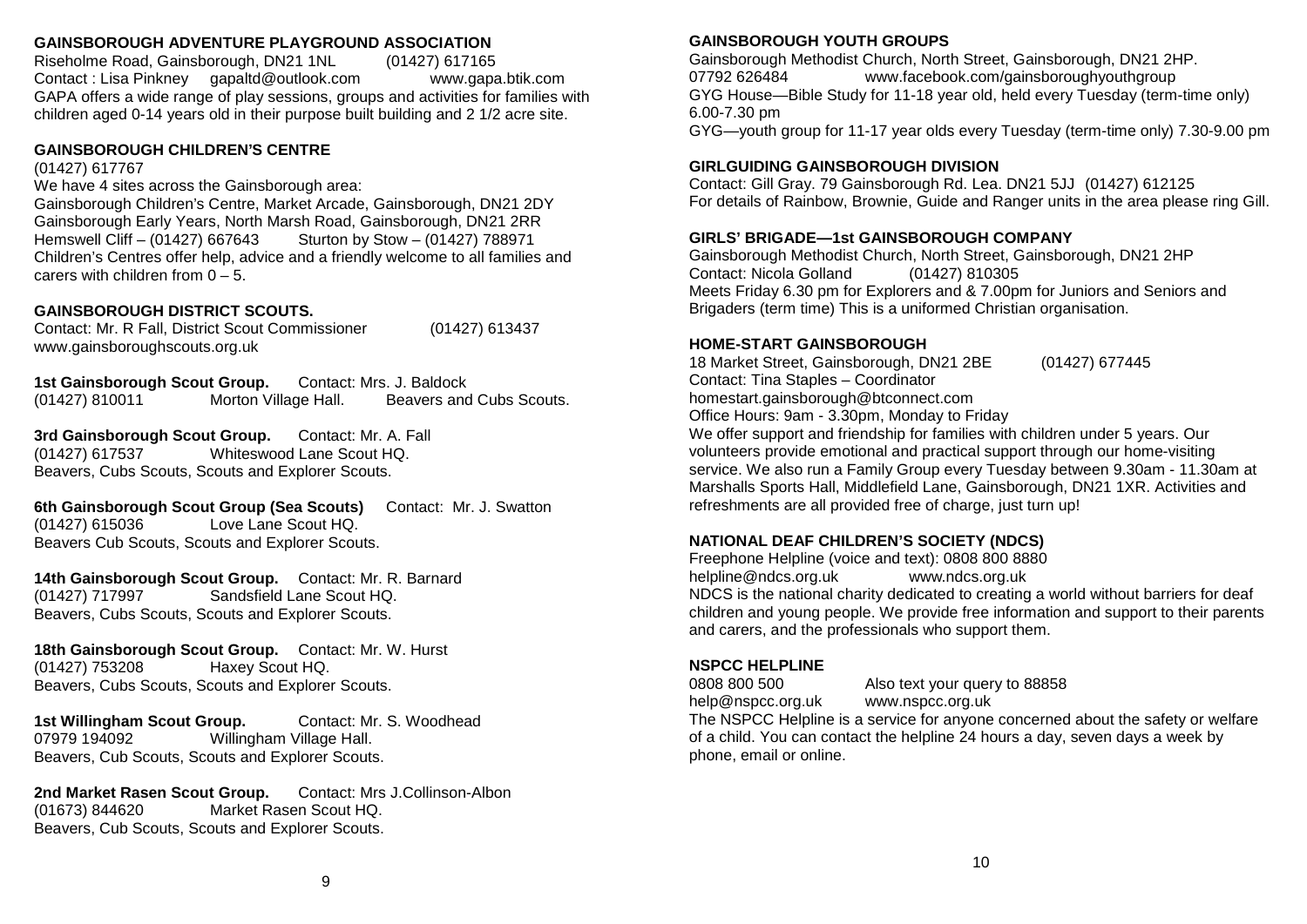### GAINSBOROUGH ADVENTURE PLAYGROUND ASSOCIATION

Riseholme Road, Gainsborough, DN21 1NL (01427) 617165
Contact : Lisa Pinkney gapaltd@outlook.com www.gapa.btik.com
GAPA offers a wide range of play sessions, groups and activities for families with children aged 0-14 years old in their purpose built building and 2 1/2 acre site.

### GAINSBOROUGH CHILDREN'S CENTRE

(01427) 617767
We have 4 sites across the Gainsborough area:
Gainsborough Children's Centre, Market Arcade, Gainsborough, DN21 2DY
Gainsborough Early Years, North Marsh Road, Gainsborough, DN21 2RR
Hemswell Cliff – (01427) 667643 Sturton by Stow – (01427) 788971
Children's Centres offer help, advice and a friendly welcome to all families and carers with children from 0 – 5.

### GAINSBOROUGH DISTRICT SCOUTS.

Contact: Mr. R Fall, District Scout Commissioner (01427) 613437
www.gainsboroughscouts.org.uk

**1st Gainsborough Scout Group.** Contact: Mrs. J. Baldock
(01427) 810011 Morton Village Hall. Beavers and Cubs Scouts.

**3rd Gainsborough Scout Group.** Contact: Mr. A. Fall
(01427) 617537 Whiteswood Lane Scout HQ.
Beavers, Cubs Scouts, Scouts and Explorer Scouts.

**6th Gainsborough Scout Group (Sea Scouts)** Contact: Mr. J. Swatton
(01427) 615036 Love Lane Scout HQ.
Beavers Cub Scouts, Scouts and Explorer Scouts.

**14th Gainsborough Scout Group.** Contact: Mr. R. Barnard
(01427) 717997 Sandsfield Lane Scout HQ.
Beavers, Cubs Scouts, Scouts and Explorer Scouts.

**18th Gainsborough Scout Group.** Contact: Mr. W. Hurst
(01427) 753208 Haxey Scout HQ.
Beavers, Cubs Scouts, Scouts and Explorer Scouts.

**1st Willingham Scout Group.** Contact: Mr. S. Woodhead
07979 194092 Willingham Village Hall.
Beavers, Cub Scouts, Scouts and Explorer Scouts.

**2nd Market Rasen Scout Group.** Contact: Mrs J.Collinson-Albon
(01673) 844620 Market Rasen Scout HQ.
Beavers, Cub Scouts, Scouts and Explorer Scouts.

### GAINSBOROUGH YOUTH GROUPS

Gainsborough Methodist Church, North Street, Gainsborough, DN21 2HP.
07792 626484 www.facebook.com/gainsboroughyouthgroup
GYG House—Bible Study for 11-18 year old, held every Tuesday (term-time only) 6.00-7.30 pm
GYG—youth group for 11-17 year olds every Tuesday (term-time only) 7.30-9.00 pm

### GIRLGUIDING GAINSBOROUGH DIVISION

Contact: Gill Gray. 79 Gainsborough Rd. Lea. DN21 5JJ (01427) 612125
For details of Rainbow, Brownie, Guide and Ranger units in the area please ring Gill.

### GIRLS' BRIGADE—1st GAINSBOROUGH COMPANY

Gainsborough Methodist Church, North Street, Gainsborough, DN21 2HP
Contact: Nicola Golland (01427) 810305
Meets Friday 6.30 pm for Explorers and & 7.00pm for Juniors and Seniors and Brigaders (term time) This is a uniformed Christian organisation.

### HOME-START GAINSBOROUGH

18 Market Street, Gainsborough, DN21 2BE (01427) 677445
Contact: Tina Staples – Coordinator
homestart.gainsborough@btconnect.com
Office Hours: 9am - 3.30pm, Monday to Friday
We offer support and friendship for families with children under 5 years. Our volunteers provide emotional and practical support through our home-visiting service. We also run a Family Group every Tuesday between 9.30am - 11.30am at Marshalls Sports Hall, Middlefield Lane, Gainsborough, DN21 1XR. Activities and refreshments are all provided free of charge, just turn up!

### NATIONAL DEAF CHILDREN'S SOCIETY (NDCS)

Freephone Helpline (voice and text): 0808 800 8880
helpline@ndcs.org.uk www.ndcs.org.uk
NDCS is the national charity dedicated to creating a world without barriers for deaf children and young people. We provide free information and support to their parents and carers, and the professionals who support them.

### NSPCC HELPLINE

0808 800 500 Also text your query to 88858
help@nspcc.org.uk www.nspcc.org.uk
The NSPCC Helpline is a service for anyone concerned about the safety or welfare of a child. You can contact the helpline 24 hours a day, seven days a week by phone, email or online.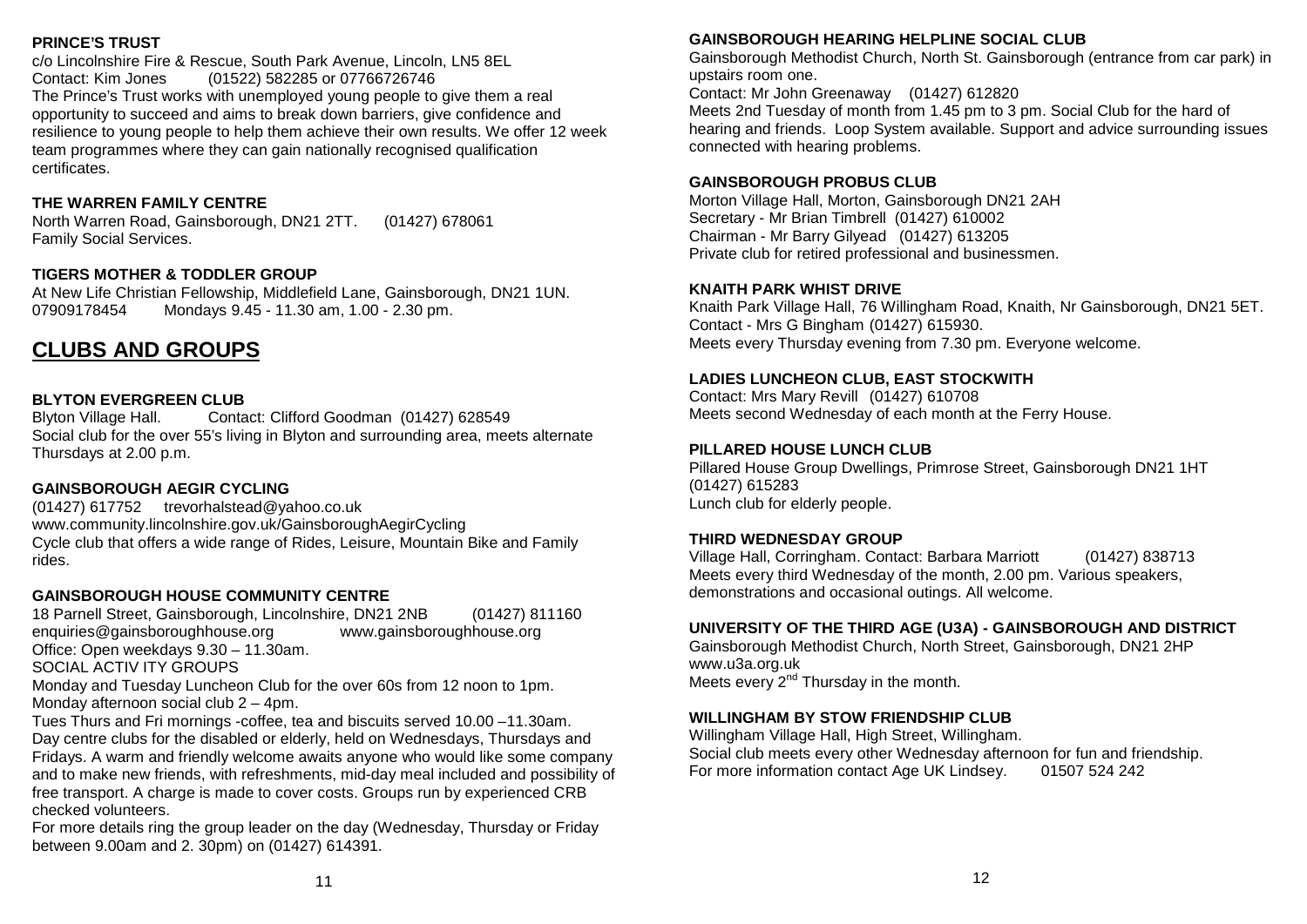### PRINCE'S TRUST

c/o Lincolnshire Fire & Rescue, South Park Avenue, Lincoln, LN5 8EL
Contact: Kim Jones (01522) 582285 or 07766726746
The Prince's Trust works with unemployed young people to give them a real opportunity to succeed and aims to break down barriers, give confidence and resilience to young people to help them achieve their own results. We offer 12 week team programmes where they can gain nationally recognised qualification certificates.

### THE WARREN FAMILY CENTRE

North Warren Road, Gainsborough, DN21 2TT. (01427) 678061
Family Social Services.

### TIGERS MOTHER & TODDLER GROUP

At New Life Christian Fellowship, Middlefield Lane, Gainsborough, DN21 1UN.
07909178454 Mondays 9.45 - 11.30 am, 1.00 - 2.30 pm.

## CLUBS AND GROUPS

### BLYTON EVERGREEN CLUB

Blyton Village Hall. Contact: Clifford Goodman (01427) 628549
Social club for the over 55's living in Blyton and surrounding area, meets alternate Thursdays at 2.00 p.m.

### GAINSBOROUGH AEGIR CYCLING

(01427) 617752 trevorhalstead@yahoo.co.uk
www.community.lincolnshire.gov.uk/GainsboroughAegirCycling
Cycle club that offers a wide range of Rides, Leisure, Mountain Bike and Family rides.

### GAINSBOROUGH HOUSE COMMUNITY CENTRE

18 Parnell Street, Gainsborough, Lincolnshire, DN21 2NB (01427) 811160
enquiries@gainsboroughhouse.org www.gainsboroughhouse.org
Office: Open weekdays 9.30 – 11.30am.
SOCIAL ACTIV ITY GROUPS
Monday and Tuesday Luncheon Club for the over 60s from 12 noon to 1pm.
Monday afternoon social club 2 – 4pm.
Tues Thurs and Fri mornings -coffee, tea and biscuits served 10.00 –11.30am.
Day centre clubs for the disabled or elderly, held on Wednesdays, Thursdays and Fridays. A warm and friendly welcome awaits anyone who would like some company and to make new friends, with refreshments, mid-day meal included and possibility of free transport. A charge is made to cover costs. Groups run by experienced CRB checked volunteers.
For more details ring the group leader on the day (Wednesday, Thursday or Friday between 9.00am and 2. 30pm) on (01427) 614391.

### GAINSBOROUGH HEARING HELPLINE SOCIAL CLUB

Gainsborough Methodist Church, North St. Gainsborough (entrance from car park) in upstairs room one.
Contact: Mr John Greenaway (01427) 612820
Meets 2nd Tuesday of month from 1.45 pm to 3 pm. Social Club for the hard of hearing and friends. Loop System available. Support and advice surrounding issues connected with hearing problems.

### GAINSBOROUGH PROBUS CLUB

Morton Village Hall, Morton, Gainsborough DN21 2AH
Secretary - Mr Brian Timbrell (01427) 610002
Chairman - Mr Barry Gilyead (01427) 613205
Private club for retired professional and businessmen.

### KNAITH PARK WHIST DRIVE

Knaith Park Village Hall, 76 Willingham Road, Knaith, Nr Gainsborough, DN21 5ET.
Contact - Mrs G Bingham (01427) 615930.
Meets every Thursday evening from 7.30 pm. Everyone welcome.

### LADIES LUNCHEON CLUB, EAST STOCKWITH

Contact: Mrs Mary Revill (01427) 610708
Meets second Wednesday of each month at the Ferry House.

### PILLARED HOUSE LUNCH CLUB

Pillared House Group Dwellings, Primrose Street, Gainsborough DN21 1HT
(01427) 615283
Lunch club for elderly people.

### THIRD WEDNESDAY GROUP

Village Hall, Corringham. Contact: Barbara Marriott (01427) 838713
Meets every third Wednesday of the month, 2.00 pm. Various speakers, demonstrations and occasional outings. All welcome.

### UNIVERSITY OF THE THIRD AGE (U3A) - GAINSBOROUGH AND DISTRICT

Gainsborough Methodist Church, North Street, Gainsborough, DN21 2HP
www.u3a.org.uk
Meets every 2nd Thursday in the month.

### WILLINGHAM BY STOW FRIENDSHIP CLUB

Willingham Village Hall, High Street, Willingham.
Social club meets every other Wednesday afternoon for fun and friendship.
For more information contact Age UK Lindsey. 01507 524 242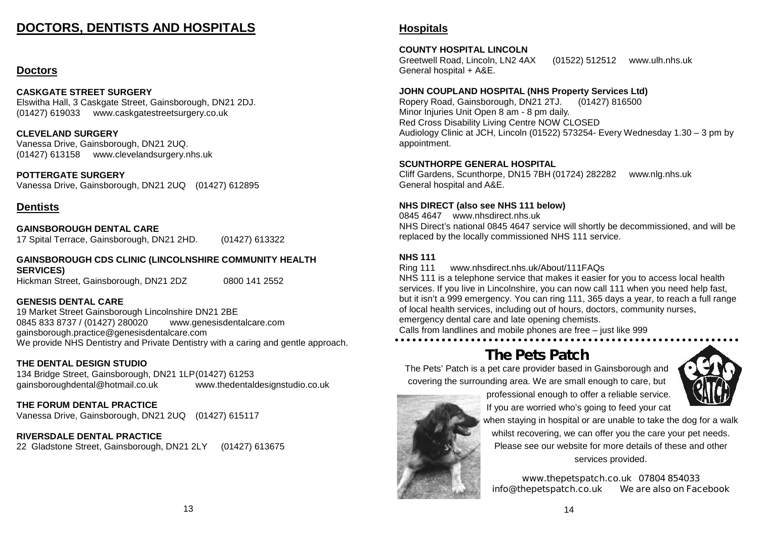# DOCTORS, DENTISTS AND HOSPITALS

## Doctors

**CASKGATE STREET SURGERY**
Elswitha Hall, 3 Caskgate Street, Gainsborough, DN21 2DJ.
(01427) 619033 www.caskgatestreetsurgery.co.uk

**CLEVELAND SURGERY**
Vanessa Drive, Gainsborough, DN21 2UQ.
(01427) 613158 www.clevelandsurgery.nhs.uk

**POTTERGATE SURGERY**
Vanessa Drive, Gainsborough, DN21 2UQ (01427) 612895

## Dentists

**GAINSBOROUGH DENTAL CARE**
17 Spital Terrace, Gainsborough, DN21 2HD. (01427) 613322

**GAINSBOROUGH CDS CLINIC (LINCOLNSHIRE COMMUNITY HEALTH SERVICES)**
Hickman Street, Gainsborough, DN21 2DZ 0800 141 2552

**GENESIS DENTAL CARE**
19 Market Street Gainsborough Lincolnshire DN21 2BE
0845 833 8737 / (01427) 280020 www.genesisdentalcare.com
gainsborough.practice@genesisdentalcare.com
We provide NHS Dentistry and Private Dentistry with a caring and gentle approach.

**THE DENTAL DESIGN STUDIO**
134 Bridge Street, Gainsborough, DN21 1LP (01427) 61253
gainsboroughdental@hotmail.co.uk www.thedentaldesignstudio.co.uk

**THE FORUM DENTAL PRACTICE**
Vanessa Drive, Gainsborough, DN21 2UQ (01427) 615117

**RIVERSDALE DENTAL PRACTICE**
22 Gladstone Street, Gainsborough, DN21 2LY (01427) 613675

## Hospitals

**COUNTY HOSPITAL LINCOLN**
Greetwell Road, Lincoln, LN2 4AX (01522) 512512 www.ulh.nhs.uk
General hospital + A&E.

**JOHN COUPLAND HOSPITAL (NHS Property Services Ltd)**
Ropery Road, Gainsborough, DN21 2TJ. (01427) 816500
Minor Injuries Unit Open 8 am - 8 pm daily.
Red Cross Disability Living Centre NOW CLOSED
Audiology Clinic at JCH, Lincoln (01522) 573254- Every Wednesday 1.30 – 3 pm by appointment.

**SCUNTHORPE GENERAL HOSPITAL**
Cliff Gardens, Scunthorpe, DN15 7BH (01724) 282282 www.nlg.nhs.uk
General hospital and A&E.

**NHS DIRECT (also see NHS 111 below)**
0845 4647 www.nhsdirect.nhs.uk
NHS Direct's national 0845 4647 service will shortly be decommissioned, and will be replaced by the locally commissioned NHS 111 service.

**NHS 111**
Ring 111 www.nhsdirect.nhs.uk/About/111FAQs
NHS 111 is a telephone service that makes it easier for you to access local health services. If you live in Lincolnshire, you can now call 111 when you need help fast, but it isn't a 999 emergency. You can ring 111, 365 days a year, to reach a full range of local health services, including out of hours, doctors, community nurses, emergency dental care and late opening chemists.
Calls from landlines and mobile phones are free – just like 999

## The Pets Patch

The Pets' Patch is a pet care provider based in Gainsborough and covering the surrounding area. We are small enough to care, but professional enough to offer a reliable service. If you are worried who's going to feed your cat when staying in hospital or are unable to take the dog for a walk whilst recovering, we can offer you the care your pet needs. Please see our website for more details of these and other services provided.

www.thepetspatch.co.uk 07804 854033
info@thepetspatch.co.uk We are also on Facebook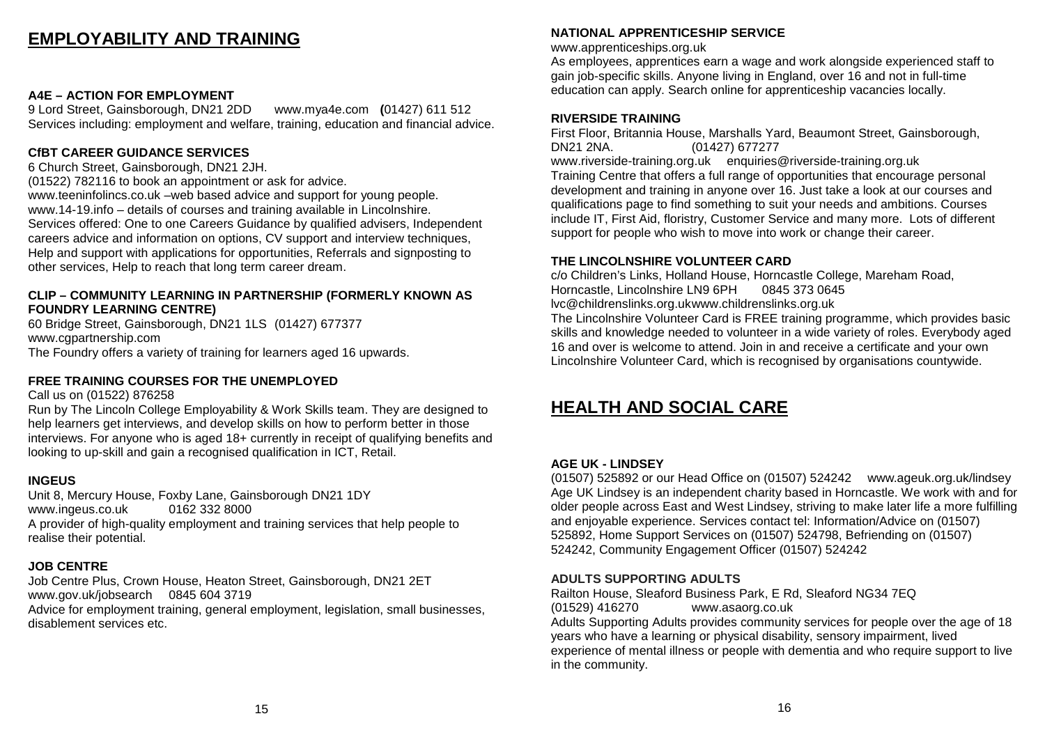# EMPLOYABILITY AND TRAINING

**A4E – ACTION FOR EMPLOYMENT**

9 Lord Street, Gainsborough, DN21 2DD www.mya4e.com (01427) 611 512

Services including: employment and welfare, training, education and financial advice.

**CfBT CAREER GUIDANCE SERVICES**

6 Church Street, Gainsborough, DN21 2JH.

(01522) 782116 to book an appointment or ask for advice.

www.teeninfolincs.co.uk –web based advice and support for young people.

www.14-19.info – details of courses and training available in Lincolnshire.

Services offered: One to one Careers Guidance by qualified advisers, Independent careers advice and information on options, CV support and interview techniques, Help and support with applications for opportunities, Referrals and signposting to other services, Help to reach that long term career dream.

**CLIP – COMMUNITY LEARNING IN PARTNERSHIP (FORMERLY KNOWN AS FOUNDRY LEARNING CENTRE)**

60 Bridge Street, Gainsborough, DN21 1LS (01427) 677377

www.cgpartnership.com

The Foundry offers a variety of training for learners aged 16 upwards.

**FREE TRAINING COURSES FOR THE UNEMPLOYED**

Call us on (01522) 876258

Run by The Lincoln College Employability & Work Skills team. They are designed to help learners get interviews, and develop skills on how to perform better in those interviews. For anyone who is aged 18+ currently in receipt of qualifying benefits and looking to up-skill and gain a recognised qualification in ICT, Retail.

**INGEUS**

Unit 8, Mercury House, Foxby Lane, Gainsborough DN21 1DY

www.ingeus.co.uk 0162 332 8000

A provider of high-quality employment and training services that help people to realise their potential.

**JOB CENTRE**

Job Centre Plus, Crown House, Heaton Street, Gainsborough, DN21 2ET

www.gov.uk/jobsearch 0845 604 3719

Advice for employment training, general employment, legislation, small businesses, disablement services etc.

**NATIONAL APPRENTICESHIP SERVICE**

www.apprenticeships.org.uk

As employees, apprentices earn a wage and work alongside experienced staff to gain job-specific skills. Anyone living in England, over 16 and not in full-time education can apply. Search online for apprenticeship vacancies locally.

**RIVERSIDE TRAINING**

First Floor, Britannia House, Marshalls Yard, Beaumont Street, Gainsborough, DN21 2NA. (01427) 677277

www.riverside-training.org.uk enquiries@riverside-training.org.uk

Training Centre that offers a full range of opportunities that encourage personal development and training in anyone over 16. Just take a look at our courses and qualifications page to find something to suit your needs and ambitions. Courses include IT, First Aid, floristry, Customer Service and many more. Lots of different support for people who wish to move into work or change their career.

**THE LINCOLNSHIRE VOLUNTEER CARD**

c/o Children's Links, Holland House, Horncastle College, Mareham Road, Horncastle, Lincolnshire LN9 6PH 0845 373 0645

lvc@childrenslinks.org.ukwww.childrenslinks.org.uk

The Lincolnshire Volunteer Card is FREE training programme, which provides basic skills and knowledge needed to volunteer in a wide variety of roles. Everybody aged 16 and over is welcome to attend. Join in and receive a certificate and your own Lincolnshire Volunteer Card, which is recognised by organisations countywide.

# HEALTH AND SOCIAL CARE

**AGE UK - LINDSEY**

(01507) 525892 or our Head Office on (01507) 524242 www.ageuk.org.uk/lindsey

Age UK Lindsey is an independent charity based in Horncastle. We work with and for older people across East and West Lindsey, striving to make later life a more fulfilling and enjoyable experience. Services contact tel: Information/Advice on (01507) 525892, Home Support Services on (01507) 524798, Befriending on (01507) 524242, Community Engagement Officer (01507) 524242

**ADULTS SUPPORTING ADULTS**

Railton House, Sleaford Business Park, E Rd, Sleaford NG34 7EQ

(01529) 416270 www.asaorg.co.uk

Adults Supporting Adults provides community services for people over the age of 18 years who have a learning or physical disability, sensory impairment, lived experience of mental illness or people with dementia and who require support to live in the community.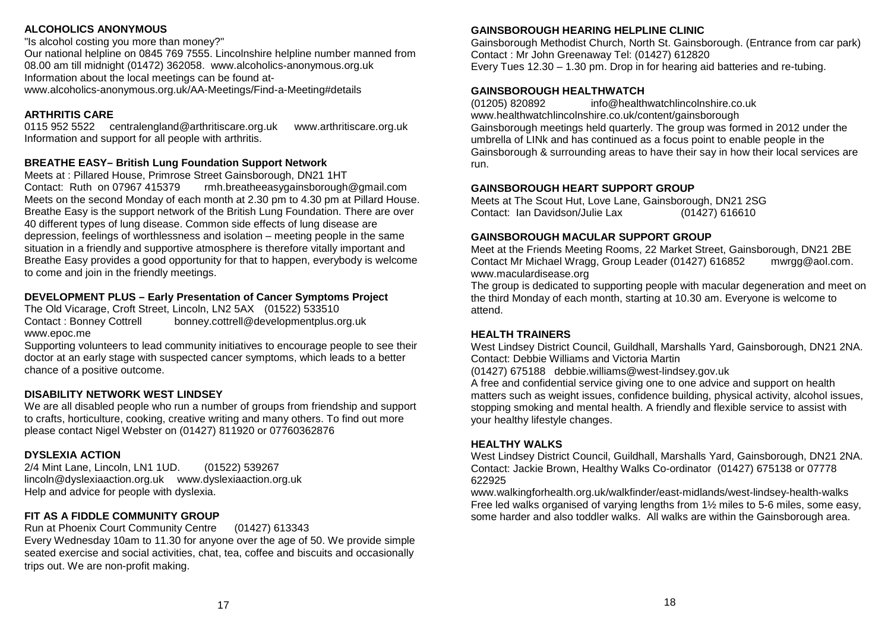**ALCOHOLICS ANONYMOUS**

"Is alcohol costing you more than money?"
Our national helpline on 0845 769 7555. Lincolnshire helpline number manned from 08.00 am till midnight (01472) 362058. www.alcoholics-anonymous.org.uk
Information about the local meetings can be found at-
www.alcoholics-anonymous.org.uk/AA-Meetings/Find-a-Meeting#details

**ARTHRITIS CARE**

0115 952 5522 centralengland@arthritiscare.org.uk www.arthritiscare.org.uk
Information and support for all people with arthritis.

**BREATHE EASY– British Lung Foundation Support Network**

Meets at : Pillared House, Primrose Street Gainsborough, DN21 1HT
Contact: Ruth on 07967 415379 rmh.breatheeasygainsborough@gmail.com
Meets on the second Monday of each month at 2.30 pm to 4.30 pm at Pillard House. Breathe Easy is the support network of the British Lung Foundation. There are over 40 different types of lung disease. Common side effects of lung disease are depression, feelings of worthlessness and isolation – meeting people in the same situation in a friendly and supportive atmosphere is therefore vitally important and Breathe Easy provides a good opportunity for that to happen, everybody is welcome to come and join in the friendly meetings.

**DEVELOPMENT PLUS – Early Presentation of Cancer Symptoms Project**

The Old Vicarage, Croft Street, Lincoln, LN2 5AX (01522) 533510
Contact : Bonney Cottrell bonney.cottrell@developmentplus.org.uk
www.epoc.me
Supporting volunteers to lead community initiatives to encourage people to see their doctor at an early stage with suspected cancer symptoms, which leads to a better chance of a positive outcome.

**DISABILITY NETWORK WEST LINDSEY**

We are all disabled people who run a number of groups from friendship and support to crafts, horticulture, cooking, creative writing and many others. To find out more please contact Nigel Webster on (01427) 811920 or 07760362876

**DYSLEXIA ACTION**

2/4 Mint Lane, Lincoln, LN1 1UD. (01522) 539267
lincoln@dyslexiaaction.org.uk www.dyslexiaaction.org.uk
Help and advice for people with dyslexia.

**FIT AS A FIDDLE COMMUNITY GROUP**

Run at Phoenix Court Community Centre (01427) 613343
Every Wednesday 10am to 11.30 for anyone over the age of 50. We provide simple seated exercise and social activities, chat, tea, coffee and biscuits and occasionally trips out. We are non-profit making.

**GAINSBOROUGH HEARING HELPLINE CLINIC**

Gainsborough Methodist Church, North St. Gainsborough. (Entrance from car park)
Contact : Mr John Greenaway Tel: (01427) 612820
Every Tues 12.30 – 1.30 pm. Drop in for hearing aid batteries and re-tubing.

**GAINSBOROUGH HEALTHWATCH**

(01205) 820892 info@healthwatchlincolnshire.co.uk
www.healthwatchlincolnshire.co.uk/content/gainsborough
Gainsborough meetings held quarterly. The group was formed in 2012 under the umbrella of LINk and has continued as a focus point to enable people in the Gainsborough & surrounding areas to have their say in how their local services are run.

**GAINSBOROUGH HEART SUPPORT GROUP**

Meets at The Scout Hut, Love Lane, Gainsborough, DN21 2SG
Contact: Ian Davidson/Julie Lax (01427) 616610

**GAINSBOROUGH MACULAR SUPPORT GROUP**

Meet at the Friends Meeting Rooms, 22 Market Street, Gainsborough, DN21 2BE
Contact Mr Michael Wragg, Group Leader (01427) 616852 mwrgg@aol.com.
www.maculardisease.org
The group is dedicated to supporting people with macular degeneration and meet on the third Monday of each month, starting at 10.30 am. Everyone is welcome to attend.

**HEALTH TRAINERS**

West Lindsey District Council, Guildhall, Marshalls Yard, Gainsborough, DN21 2NA.
Contact: Debbie Williams and Victoria Martin
(01427) 675188 debbie.williams@west-lindsey.gov.uk
A free and confidential service giving one to one advice and support on health matters such as weight issues, confidence building, physical activity, alcohol issues, stopping smoking and mental health. A friendly and flexible service to assist with your healthy lifestyle changes.

**HEALTHY WALKS**

West Lindsey District Council, Guildhall, Marshalls Yard, Gainsborough, DN21 2NA.
Contact: Jackie Brown, Healthy Walks Co-ordinator (01427) 675138 or 07778 622925
www.walkingforhealth.org.uk/walkfinder/east-midlands/west-lindsey-health-walks
Free led walks organised of varying lengths from 1½ miles to 5-6 miles, some easy, some harder and also toddler walks. All walks are within the Gainsborough area.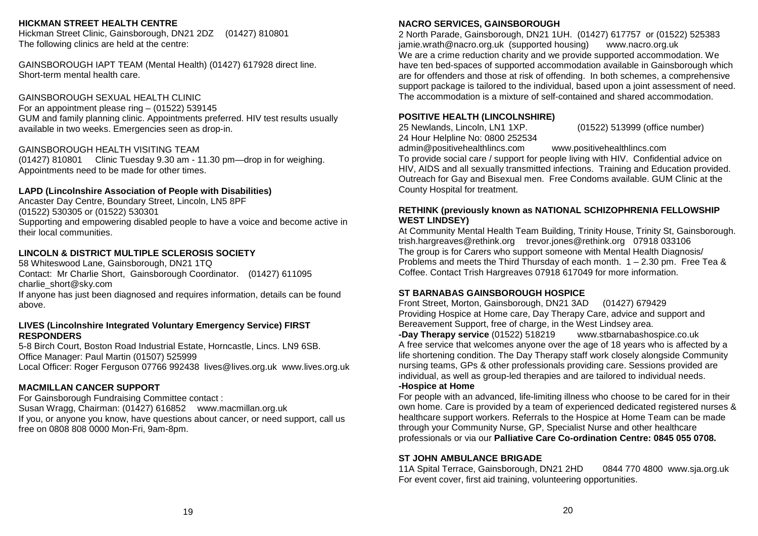**HICKMAN STREET HEALTH CENTRE**

Hickman Street Clinic, Gainsborough, DN21 2DZ (01427) 810801
The following clinics are held at the centre:

GAINSBOROUGH IAPT TEAM (Mental Health) (01427) 617928 direct line. Short-term mental health care.

GAINSBOROUGH SEXUAL HEALTH CLINIC
For an appointment please ring – (01522) 539145
GUM and family planning clinic. Appointments preferred. HIV test results usually available in two weeks. Emergencies seen as drop-in.

GAINSBOROUGH HEALTH VISITING TEAM
(01427) 810801 Clinic Tuesday 9.30 am - 11.30 pm—drop in for weighing. Appointments need to be made for other times.

**LAPD (Lincolnshire Association of People with Disabilities)**

Ancaster Day Centre, Boundary Street, Lincoln, LN5 8PF
(01522) 530305 or (01522) 530301
Supporting and empowering disabled people to have a voice and become active in their local communities.

**LINCOLN & DISTRICT MULTIPLE SCLEROSIS SOCIETY**

58 Whiteswood Lane, Gainsborough, DN21 1TQ
Contact: Mr Charlie Short, Gainsborough Coordinator. (01427) 611095
charlie_short@sky.com
If anyone has just been diagnosed and requires information, details can be found above.

**LIVES (Lincolnshire Integrated Voluntary Emergency Service) FIRST RESPONDERS**

5-8 Birch Court, Boston Road Industrial Estate, Horncastle, Lincs. LN9 6SB.
Office Manager: Paul Martin (01507) 525999
Local Officer: Roger Ferguson 07766 992438 lives@lives.org.uk www.lives.org.uk

**MACMILLAN CANCER SUPPORT**

For Gainsborough Fundraising Committee contact :
Susan Wragg, Chairman: (01427) 616852 www.macmillan.org.uk
If you, or anyone you know, have questions about cancer, or need support, call us free on 0808 808 0000 Mon-Fri, 9am-8pm.

**NACRO SERVICES, GAINSBOROUGH**

2 North Parade, Gainsborough, DN21 1UH. (01427) 617757 or (01522) 525383
jamie.wrath@nacro.org.uk (supported housing) www.nacro.org.uk
We are a crime reduction charity and we provide supported accommodation. We have ten bed-spaces of supported accommodation available in Gainsborough which are for offenders and those at risk of offending. In both schemes, a comprehensive support package is tailored to the individual, based upon a joint assessment of need. The accommodation is a mixture of self-contained and shared accommodation.

**POSITIVE HEALTH (LINCOLNSHIRE)**

25 Newlands, Lincoln, LN1 1XP. (01522) 513999 (office number)
24 Hour Helpline No: 0800 252534
admin@positivehealthlincs.com www.positivehealthlincs.com
To provide social care / support for people living with HIV. Confidential advice on HIV, AIDS and all sexually transmitted infections. Training and Education provided. Outreach for Gay and Bisexual men. Free Condoms available. GUM Clinic at the County Hospital for treatment.

**RETHINK (previously known as NATIONAL SCHIZOPHRENIA FELLOWSHIP WEST LINDSEY)**

At Community Mental Health Team Building, Trinity House, Trinity St, Gainsborough.
trish.hargreaves@rethink.org trevor.jones@rethink.org 07918 033106
The group is for Carers who support someone with Mental Health Diagnosis/ Problems and meets the Third Thursday of each month. 1 – 2.30 pm. Free Tea & Coffee. Contact Trish Hargreaves 07918 617049 for more information.

**ST BARNABAS GAINSBOROUGH HOSPICE**

Front Street, Morton, Gainsborough, DN21 3AD (01427) 679429
Providing Hospice at Home care, Day Therapy Care, advice and support and Bereavement Support, free of charge, in the West Lindsey area.

**-Day Therapy service** (01522) 518219 www.stbarnabashospice.co.uk
A free service that welcomes anyone over the age of 18 years who is affected by a life shortening condition. The Day Therapy staff work closely alongside Community nursing teams, GPs & other professionals providing care. Sessions provided are individual, as well as group-led therapies and are tailored to individual needs.

**-Hospice at Home**

For people with an advanced, life-limiting illness who choose to be cared for in their own home. Care is provided by a team of experienced dedicated registered nurses & healthcare support workers. Referrals to the Hospice at Home Team can be made through your Community Nurse, GP, Specialist Nurse and other healthcare professionals or via our **Palliative Care Co-ordination Centre: 0845 055 0708.**

**ST JOHN AMBULANCE BRIGADE**

11A Spital Terrace, Gainsborough, DN21 2HD 0844 770 4800 www.sja.org.uk
For event cover, first aid training, volunteering opportunities.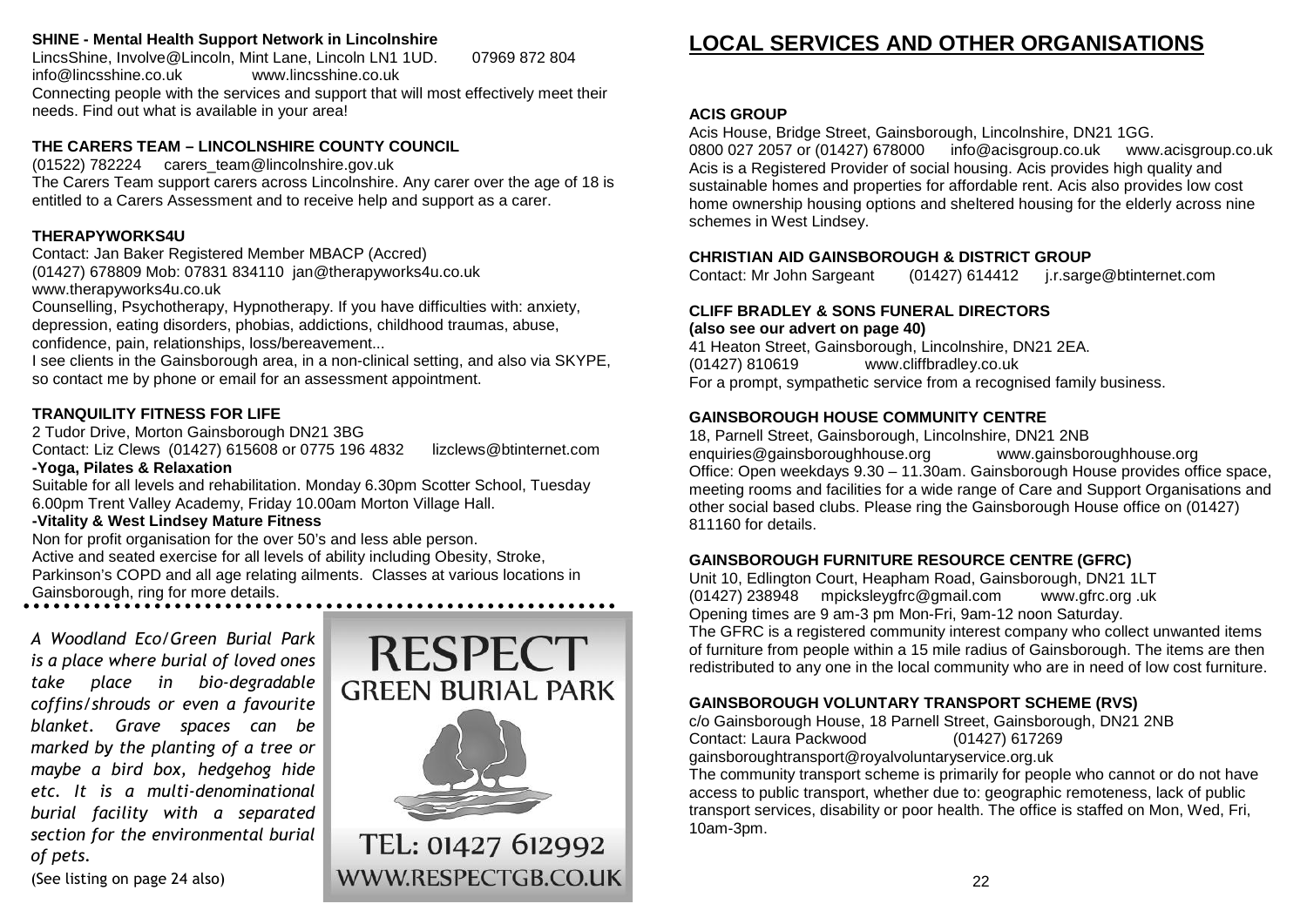**SHINE - Mental Health Support Network in Lincolnshire**
LincsShine, Involve@Lincoln, Mint Lane, Lincoln LN1 1UD. 07969 872 804
info@lincsshine.co.uk www.lincsshine.co.uk
Connecting people with the services and support that will most effectively meet their needs. Find out what is available in your area!

**THE CARERS TEAM – LINCOLNSHIRE COUNTY COUNCIL**
(01522) 782224 carers_team@lincolnshire.gov.uk
The Carers Team support carers across Lincolnshire. Any carer over the age of 18 is entitled to a Carers Assessment and to receive help and support as a carer.

**THERAPYWORKS4U**
Contact: Jan Baker Registered Member MBACP (Accred)
(01427) 678809 Mob: 07831 834110 jan@therapyworks4u.co.uk
www.therapyworks4u.co.uk
Counselling, Psychotherapy, Hypnotherapy. If you have difficulties with: anxiety, depression, eating disorders, phobias, addictions, childhood traumas, abuse, confidence, pain, relationships, loss/bereavement...
I see clients in the Gainsborough area, in a non-clinical setting, and also via SKYPE, so contact me by phone or email for an assessment appointment.

**TRANQUILITY FITNESS FOR LIFE**
2 Tudor Drive, Morton Gainsborough DN21 3BG
Contact: Liz Clews (01427) 615608 or 0775 196 4832 lizclews@btinternet.com
**-Yoga, Pilates & Relaxation**
Suitable for all levels and rehabilitation. Monday 6.30pm Scotter School, Tuesday 6.00pm Trent Valley Academy, Friday 10.00am Morton Village Hall.
**-Vitality & West Lindsey Mature Fitness**
Non for profit organisation for the over 50's and less able person.
Active and seated exercise for all levels of ability including Obesity, Stroke, Parkinson's COPD and all age relating ailments. Classes at various locations in Gainsborough, ring for more details.

*A Woodland Eco/Green Burial Park is a place where burial of loved ones take place in bio-degradable coffins/shrouds or even a favourite blanket. Grave spaces can be marked by the planting of a tree or maybe a bird box, hedgehog hide etc. It is a multi-denominational burial facility with a separated section for the environmental burial of pets.*
(See listing on page 24 also)

RESPECT
GREEN BURIAL PARK
TEL: 01427 612992
WWW.RESPECTGB.CO.UK

## LOCAL SERVICES AND OTHER ORGANISATIONS

**ACIS GROUP**
Acis House, Bridge Street, Gainsborough, Lincolnshire, DN21 1GG.
0800 027 2057 or (01427) 678000 info@acisgroup.co.uk www.acisgroup.co.uk
Acis is a Registered Provider of social housing. Acis provides high quality and sustainable homes and properties for affordable rent. Acis also provides low cost home ownership housing options and sheltered housing for the elderly across nine schemes in West Lindsey.

**CHRISTIAN AID GAINSBOROUGH & DISTRICT GROUP**
Contact: Mr John Sargeant (01427) 614412 j.r.sarge@btinternet.com

**CLIFF BRADLEY & SONS FUNERAL DIRECTORS**
**(also see our advert on page 40)**
41 Heaton Street, Gainsborough, Lincolnshire, DN21 2EA.
(01427) 810619 www.cliffbradley.co.uk
For a prompt, sympathetic service from a recognised family business.

**GAINSBOROUGH HOUSE COMMUNITY CENTRE**
18, Parnell Street, Gainsborough, Lincolnshire, DN21 2NB
enquiries@gainsboroughhouse.org www.gainsboroughhouse.org
Office: Open weekdays 9.30 – 11.30am. Gainsborough House provides office space, meeting rooms and facilities for a wide range of Care and Support Organisations and other social based clubs. Please ring the Gainsborough House office on (01427) 811160 for details.

**GAINSBOROUGH FURNITURE RESOURCE CENTRE (GFRC)**
Unit 10, Edlington Court, Heapham Road, Gainsborough, DN21 1LT
(01427) 238948 mpicksleygfrc@gmail.com www.gfrc.org .uk
Opening times are 9 am-3 pm Mon-Fri, 9am-12 noon Saturday.
The GFRC is a registered community interest company who collect unwanted items of furniture from people within a 15 mile radius of Gainsborough. The items are then redistributed to any one in the local community who are in need of low cost furniture.

**GAINSBOROUGH VOLUNTARY TRANSPORT SCHEME (RVS)**
c/o Gainsborough House, 18 Parnell Street, Gainsborough, DN21 2NB
Contact: Laura Packwood (01427) 617269
gainsboroughtransport@royalvoluntaryservice.org.uk
The community transport scheme is primarily for people who cannot or do not have access to public transport, whether due to: geographic remoteness, lack of public transport services, disability or poor health. The office is staffed on Mon, Wed, Fri, 10am-3pm.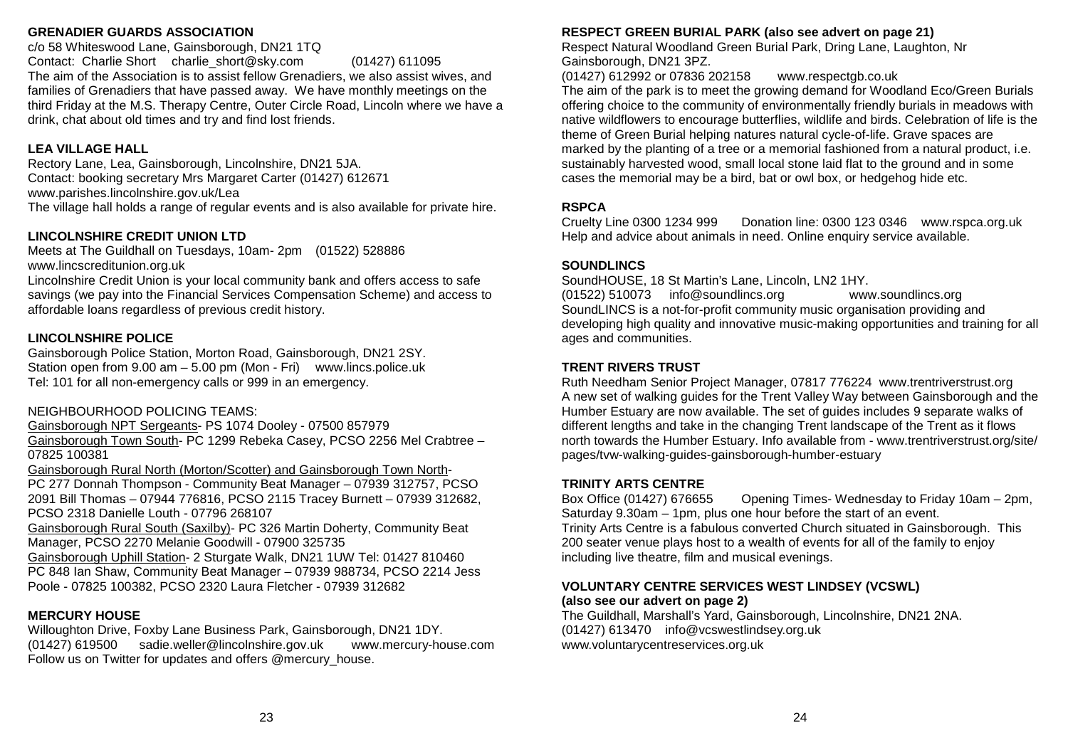**GRENADIER GUARDS ASSOCIATION**

c/o 58 Whiteswood Lane, Gainsborough, DN21 1TQ
Contact: Charlie Short charlie_short@sky.com (01427) 611095
The aim of the Association is to assist fellow Grenadiers, we also assist wives, and families of Grenadiers that have passed away. We have monthly meetings on the third Friday at the M.S. Therapy Centre, Outer Circle Road, Lincoln where we have a drink, chat about old times and try and find lost friends.

**LEA VILLAGE HALL**

Rectory Lane, Lea, Gainsborough, Lincolnshire, DN21 5JA.
Contact: booking secretary Mrs Margaret Carter (01427) 612671
www.parishes.lincolnshire.gov.uk/Lea
The village hall holds a range of regular events and is also available for private hire.

**LINCOLNSHIRE CREDIT UNION LTD**

Meets at The Guildhall on Tuesdays, 10am- 2pm (01522) 528886
www.lincscreditunion.org.uk
Lincolnshire Credit Union is your local community bank and offers access to safe savings (we pay into the Financial Services Compensation Scheme) and access to affordable loans regardless of previous credit history.

**LINCOLNSHIRE POLICE**

Gainsborough Police Station, Morton Road, Gainsborough, DN21 2SY.
Station open from 9.00 am – 5.00 pm (Mon - Fri) www.lincs.police.uk
Tel: 101 for all non-emergency calls or 999 in an emergency.

NEIGHBOURHOOD POLICING TEAMS:

Gainsborough NPT Sergeants- PS 1074 Dooley - 07500 857979
Gainsborough Town South- PC 1299 Rebeka Casey, PCSO 2256 Mel Crabtree – 07825 100381
Gainsborough Rural North (Morton/Scotter) and Gainsborough Town North- PC 277 Donnah Thompson - Community Beat Manager – 07939 312757, PCSO 2091 Bill Thomas – 07944 776816, PCSO 2115 Tracey Burnett – 07939 312682, PCSO 2318 Danielle Louth - 07796 268107
Gainsborough Rural South (Saxilby)- PC 326 Martin Doherty, Community Beat Manager, PCSO 2270 Melanie Goodwill - 07900 325735
Gainsborough Uphill Station- 2 Sturgate Walk, DN21 1UW Tel: 01427 810460
PC 848 Ian Shaw, Community Beat Manager – 07939 988734, PCSO 2214 Jess Poole - 07825 100382, PCSO 2320 Laura Fletcher - 07939 312682

**MERCURY HOUSE**

Willoughton Drive, Foxby Lane Business Park, Gainsborough, DN21 1DY.
(01427) 619500 sadie.weller@lincolnshire.gov.uk www.mercury-house.com
Follow us on Twitter for updates and offers @mercury_house.

**RESPECT GREEN BURIAL PARK (also see advert on page 21)**

Respect Natural Woodland Green Burial Park, Dring Lane, Laughton, Nr Gainsborough, DN21 3PZ.
(01427) 612992 or 07836 202158 www.respectgb.co.uk
The aim of the park is to meet the growing demand for Woodland Eco/Green Burials offering choice to the community of environmentally friendly burials in meadows with native wildflowers to encourage butterflies, wildlife and birds. Celebration of life is the theme of Green Burial helping natures natural cycle-of-life. Grave spaces are marked by the planting of a tree or a memorial fashioned from a natural product, i.e. sustainably harvested wood, small local stone laid flat to the ground and in some cases the memorial may be a bird, bat or owl box, or hedgehog hide etc.

**RSPCA**

Cruelty Line 0300 1234 999 Donation line: 0300 123 0346 www.rspca.org.uk
Help and advice about animals in need. Online enquiry service available.

**SOUNDLINCS**

SoundHOUSE, 18 St Martin's Lane, Lincoln, LN2 1HY.
(01522) 510073 info@soundlincs.org www.soundlincs.org
SoundLINCS is a not-for-profit community music organisation providing and developing high quality and innovative music-making opportunities and training for all ages and communities.

**TRENT RIVERS TRUST**

Ruth Needham Senior Project Manager, 07817 776224 www.trentriverstrust.org
A new set of walking guides for the Trent Valley Way between Gainsborough and the Humber Estuary are now available. The set of guides includes 9 separate walks of different lengths and take in the changing Trent landscape of the Trent as it flows north towards the Humber Estuary. Info available from - www.trentriverstrust.org/site/pages/tvw-walking-guides-gainsborough-humber-estuary

**TRINITY ARTS CENTRE**

Box Office (01427) 676655 Opening Times- Wednesday to Friday 10am – 2pm, Saturday 9.30am – 1pm, plus one hour before the start of an event.
Trinity Arts Centre is a fabulous converted Church situated in Gainsborough. This 200 seater venue plays host to a wealth of events for all of the family to enjoy including live theatre, film and musical evenings.

**VOLUNTARY CENTRE SERVICES WEST LINDSEY (VCSWL)**
**(also see our advert on page 2)**

The Guildhall, Marshall's Yard, Gainsborough, Lincolnshire, DN21 2NA.
(01427) 613470 info@vcswestlindsey.org.uk
www.voluntarycentreservices.org.uk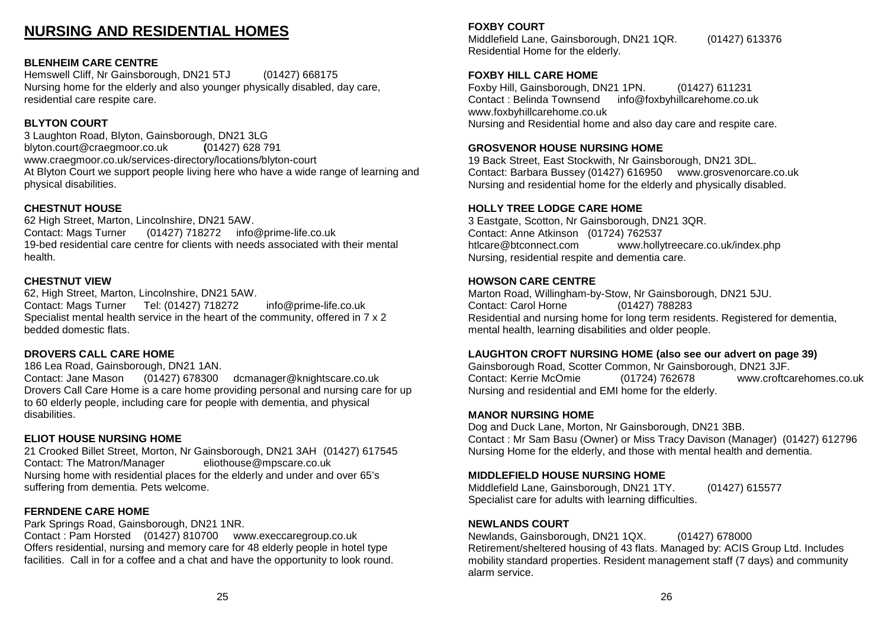# NURSING AND RESIDENTIAL HOMES

### BLENHEIM CARE CENTRE

Hemswell Cliff, Nr Gainsborough, DN21 5TJ (01427) 668175
Nursing home for the elderly and also younger physically disabled, day care, residential care respite care.

### BLYTON COURT

3 Laughton Road, Blyton, Gainsborough, DN21 3LG
blyton.court@craegmoor.co.uk (01427) 628 791
www.craegmoor.co.uk/services-directory/locations/blyton-court
At Blyton Court we support people living here who have a wide range of learning and physical disabilities.

### CHESTNUT HOUSE

62 High Street, Marton, Lincolnshire, DN21 5AW.
Contact: Mags Turner (01427) 718272 info@prime-life.co.uk
19-bed residential care centre for clients with needs associated with their mental health.

### CHESTNUT VIEW

62, High Street, Marton, Lincolnshire, DN21 5AW.
Contact: Mags Turner Tel: (01427) 718272 info@prime-life.co.uk
Specialist mental health service in the heart of the community, offered in 7 x 2 bedded domestic flats.

### DROVERS CALL CARE HOME

186 Lea Road, Gainsborough, DN21 1AN.
Contact: Jane Mason (01427) 678300 dcmanager@knightscare.co.uk
Drovers Call Care Home is a care home providing personal and nursing care for up to 60 elderly people, including care for people with dementia, and physical disabilities.

### ELIOT HOUSE NURSING HOME

21 Crooked Billet Street, Morton, Nr Gainsborough, DN21 3AH (01427) 617545
Contact: The Matron/Manager eliothouse@mpscare.co.uk
Nursing home with residential places for the elderly and under and over 65's suffering from dementia. Pets welcome.

### FERNDENE CARE HOME

Park Springs Road, Gainsborough, DN21 1NR.
Contact : Pam Horsted (01427) 810700 www.execcaregroup.co.uk
Offers residential, nursing and memory care for 48 elderly people in hotel type facilities. Call in for a coffee and a chat and have the opportunity to look round.

### FOXBY COURT

Middlefield Lane, Gainsborough, DN21 1QR. (01427) 613376
Residential Home for the elderly.

### FOXBY HILL CARE HOME

Foxby Hill, Gainsborough, DN21 1PN. (01427) 611231
Contact : Belinda Townsend info@foxbyhillcarehome.co.uk
www.foxbyhillcarehome.co.uk
Nursing and Residential home and also day care and respite care.

### GROSVENOR HOUSE NURSING HOME

19 Back Street, East Stockwith, Nr Gainsborough, DN21 3DL.
Contact: Barbara Bussey (01427) 616950 www.grosvenorcare.co.uk
Nursing and residential home for the elderly and physically disabled.

### HOLLY TREE LODGE CARE HOME

3 Eastgate, Scotton, Nr Gainsborough, DN21 3QR.
Contact: Anne Atkinson (01724) 762537
htlcare@btconnect.com www.hollytreecare.co.uk/index.php
Nursing, residential respite and dementia care.

### HOWSON CARE CENTRE

Marton Road, Willingham-by-Stow, Nr Gainsborough, DN21 5JU.
Contact: Carol Horne (01427) 788283
Residential and nursing home for long term residents. Registered for dementia, mental health, learning disabilities and older people.

### LAUGHTON CROFT NURSING HOME (also see our advert on page 39)

Gainsborough Road, Scotter Common, Nr Gainsborough, DN21 3JF.
Contact: Kerrie McOmie (01724) 762678 www.croftcarehomes.co.uk
Nursing and residential and EMI home for the elderly.

### MANOR NURSING HOME

Dog and Duck Lane, Morton, Nr Gainsborough, DN21 3BB.
Contact : Mr Sam Basu (Owner) or Miss Tracy Davison (Manager) (01427) 612796
Nursing Home for the elderly, and those with mental health and dementia.

### MIDDLEFIELD HOUSE NURSING HOME

Middlefield Lane, Gainsborough, DN21 1TY. (01427) 615577
Specialist care for adults with learning difficulties.

### NEWLANDS COURT

Newlands, Gainsborough, DN21 1QX. (01427) 678000
Retirement/sheltered housing of 43 flats. Managed by: ACIS Group Ltd. Includes mobility standard properties. Resident management staff (7 days) and community alarm service.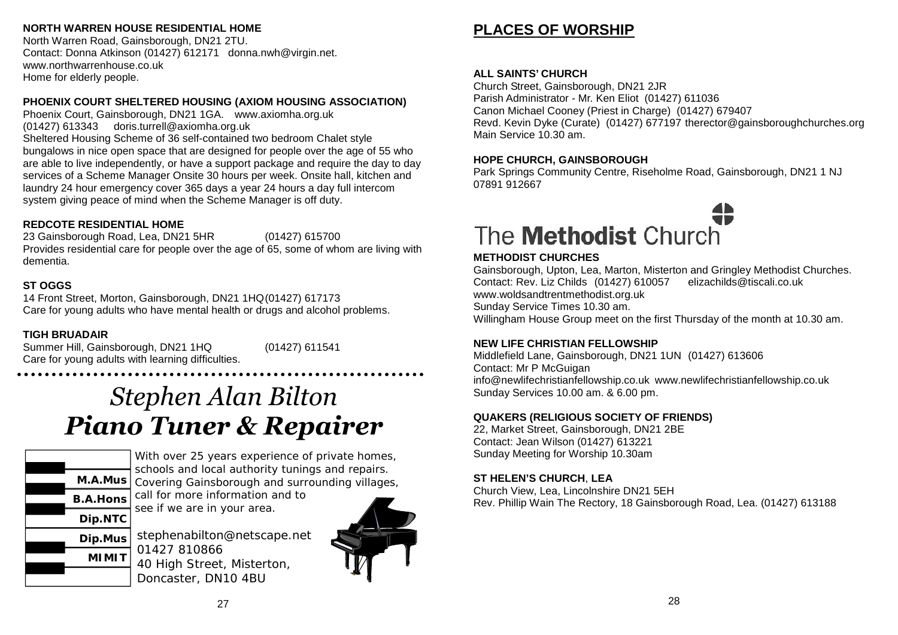**NORTH WARREN HOUSE RESIDENTIAL HOME**
North Warren Road, Gainsborough, DN21 2TU.
Contact: Donna Atkinson (01427) 612171 donna.nwh@virgin.net.
www.northwarrenhouse.co.uk
Home for elderly people.

**PHOENIX COURT SHELTERED HOUSING (AXIOM HOUSING ASSOCIATION)**
Phoenix Court, Gainsborough, DN21 1GA. www.axiomha.org.uk
(01427) 613343 doris.turrell@axiomha.org.uk
Sheltered Housing Scheme of 36 self-contained two bedroom Chalet style bungalows in nice open space that are designed for people over the age of 55 who are able to live independently, or have a support package and require the day to day services of a Scheme Manager Onsite 30 hours per week. Onsite hall, kitchen and laundry 24 hour emergency cover 365 days a year 24 hours a day full intercom system giving peace of mind when the Scheme Manager is off duty.

**REDCOTE RESIDENTIAL HOME**
23 Gainsborough Road, Lea, DN21 5HR (01427) 615700
Provides residential care for people over the age of 65, some of whom are living with dementia.

**ST OGGS**
14 Front Street, Morton, Gainsborough, DN21 1HQ (01427) 617173
Care for young adults who have mental health or drugs and alcohol problems.

**TIGH BRUADAIR**
Summer Hill, Gainsborough, DN21 1HQ (01427) 611541
Care for young adults with learning difficulties.

*Stephen Alan Bilton*
***Piano Tuner & Repairer***

**M.A.Mus**
**B.A.Hons**
**Dip.NTC**
**Dip.Mus**
**MIMIT**

With over 25 years experience of private homes, schools and local authority tunings and repairs. Covering Gainsborough and surrounding villages, call for more information and to see if we are in your area.

stephenabilton@netscape.net
01427 810866
40 High Street, Misterton,
Doncaster, DN10 4BU

## PLACES OF WORSHIP

**ALL SAINTS' CHURCH**
Church Street, Gainsborough, DN21 2JR
Parish Administrator - Mr. Ken Eliot (01427) 611036
Canon Michael Cooney (Priest in Charge) (01427) 679407
Revd. Kevin Dyke (Curate) (01427) 677197 therector@gainsboroughchurches.org
Main Service 10.30 am.

**HOPE CHURCH, GAINSBOROUGH**
Park Springs Community Centre, Riseholme Road, Gainsborough, DN21 1 NJ
07891 912667

The **Methodist** Church

**METHODIST CHURCHES**
Gainsborough, Upton, Lea, Marton, Misterton and Gringley Methodist Churches.
Contact: Rev. Liz Childs (01427) 610057 elizachilds@tiscali.co.uk
www.woldsandtrentmethodist.org.uk
Sunday Service Times 10.30 am.
Willingham House Group meet on the first Thursday of the month at 10.30 am.

**NEW LIFE CHRISTIAN FELLOWSHIP**
Middlefield Lane, Gainsborough, DN21 1UN (01427) 613606
Contact: Mr P McGuigan
info@newlifechristianfellowship.co.uk www.newlifechristianfellowship.co.uk
Sunday Services 10.00 am. & 6.00 pm.

**QUAKERS (RELIGIOUS SOCIETY OF FRIENDS)**
22, Market Street, Gainsborough, DN21 2BE
Contact: Jean Wilson (01427) 613221
Sunday Meeting for Worship 10.30am

**ST HELEN'S CHURCH**, **LEA**
Church View, Lea, Lincolnshire DN21 5EH
Rev. Phillip Wain The Rectory, 18 Gainsborough Road, Lea. (01427) 613188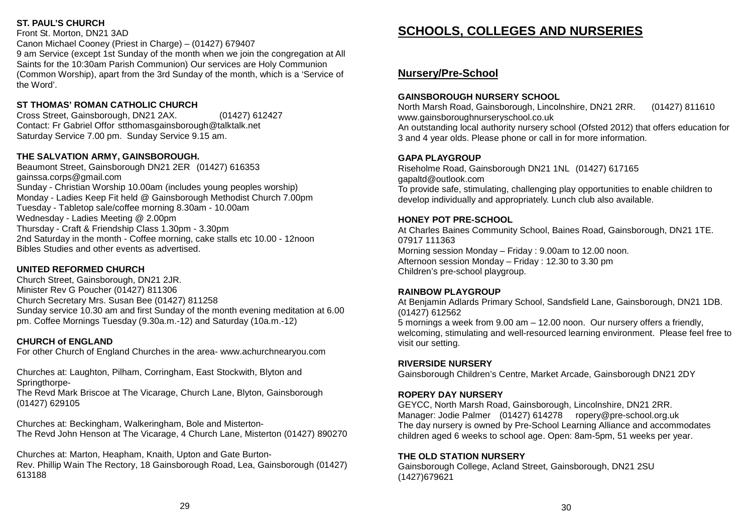**ST. PAUL'S CHURCH**

Front St. Morton, DN21 3AD
Canon Michael Cooney (Priest in Charge) – (01427) 679407
9 am Service (except 1st Sunday of the month when we join the congregation at All Saints for the 10:30am Parish Communion) Our services are Holy Communion (Common Worship), apart from the 3rd Sunday of the month, which is a 'Service of the Word'.

**ST THOMAS' ROMAN CATHOLIC CHURCH**

Cross Street, Gainsborough, DN21 2AX. (01427) 612427
Contact: Fr Gabriel Offor stthomasgainsborough@talktalk.net
Saturday Service 7.00 pm. Sunday Service 9.15 am.

**THE SALVATION ARMY, GAINSBOROUGH.**

Beaumont Street, Gainsborough DN21 2ER (01427) 616353
gainssa.corps@gmail.com
Sunday - Christian Worship 10.00am (includes young peoples worship)
Monday - Ladies Keep Fit held @ Gainsborough Methodist Church 7.00pm
Tuesday - Tabletop sale/coffee morning 8.30am - 10.00am
Wednesday - Ladies Meeting @ 2.00pm
Thursday - Craft & Friendship Class 1.30pm - 3.30pm
2nd Saturday in the month - Coffee morning, cake stalls etc 10.00 - 12noon
Bibles Studies and other events as advertised.

**UNITED REFORMED CHURCH**

Church Street, Gainsborough, DN21 2JR.
Minister Rev G Poucher (01427) 811306
Church Secretary Mrs. Susan Bee (01427) 811258
Sunday service 10.30 am and first Sunday of the month evening meditation at 6.00 pm. Coffee Mornings Tuesday (9.30a.m.-12) and Saturday (10a.m.-12)

**CHURCH of ENGLAND**

For other Church of England Churches in the area- www.achurchnearyou.com

Churches at: Laughton, Pilham, Corringham, East Stockwith, Blyton and Springthorpe-
The Revd Mark Briscoe at The Vicarage, Church Lane, Blyton, Gainsborough (01427) 629105

Churches at: Beckingham, Walkeringham, Bole and Misterton-
The Revd John Henson at The Vicarage, 4 Church Lane, Misterton (01427) 890270

Churches at: Marton, Heapham, Knaith, Upton and Gate Burton-
Rev. Phillip Wain The Rectory, 18 Gainsborough Road, Lea, Gainsborough (01427) 613188

# SCHOOLS, COLLEGES AND NURSERIES

## Nursery/Pre-School

**GAINSBOROUGH NURSERY SCHOOL**

North Marsh Road, Gainsborough, Lincolnshire, DN21 2RR. (01427) 811610
www.gainsboroughnurseryschool.co.uk
An outstanding local authority nursery school (Ofsted 2012) that offers education for 3 and 4 year olds. Please phone or call in for more information.

**GAPA PLAYGROUP**

Riseholme Road, Gainsborough DN21 1NL (01427) 617165
gapaltd@outlook.com
To provide safe, stimulating, challenging play opportunities to enable children to develop individually and appropriately. Lunch club also available.

**HONEY POT PRE-SCHOOL**

At Charles Baines Community School, Baines Road, Gainsborough, DN21 1TE.
07917 111363
Morning session Monday – Friday : 9.00am to 12.00 noon.
Afternoon session Monday – Friday : 12.30 to 3.30 pm
Children's pre-school playgroup.

**RAINBOW PLAYGROUP**

At Benjamin Adlards Primary School, Sandsfield Lane, Gainsborough, DN21 1DB.
(01427) 612562
5 mornings a week from 9.00 am – 12.00 noon. Our nursery offers a friendly, welcoming, stimulating and well-resourced learning environment. Please feel free to visit our setting.

**RIVERSIDE NURSERY**

Gainsborough Children's Centre, Market Arcade, Gainsborough DN21 2DY

**ROPERY DAY NURSERY**

GEYCC, North Marsh Road, Gainsborough, Lincolnshire, DN21 2RR.
Manager: Jodie Palmer (01427) 614278 ropery@pre-school.org.uk
The day nursery is owned by Pre-School Learning Alliance and accommodates children aged 6 weeks to school age. Open: 8am-5pm, 51 weeks per year.

**THE OLD STATION NURSERY**

Gainsborough College, Acland Street, Gainsborough, DN21 2SU
(1427)679621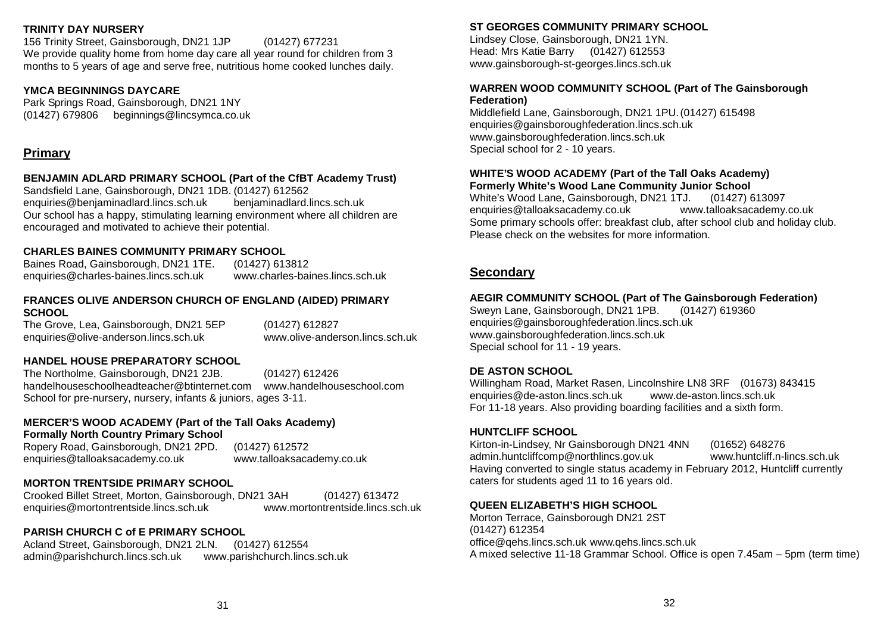**TRINITY DAY NURSERY**

156 Trinity Street, Gainsborough, DN21 1JP (01427) 677231
We provide quality home from home day care all year round for children from 3 months to 5 years of age and serve free, nutritious home cooked lunches daily.

**YMCA BEGINNINGS DAYCARE**

Park Springs Road, Gainsborough, DN21 1NY
(01427) 679806 beginnings@lincsymca.co.uk

## Primary

**BENJAMIN ADLARD PRIMARY SCHOOL (Part of the CfBT Academy Trust)**

Sandsfield Lane, Gainsborough, DN21 1DB. (01427) 612562
enquiries@benjaminadlard.lincs.sch.uk benjaminadlard.lincs.sch.uk
Our school has a happy, stimulating learning environment where all children are encouraged and motivated to achieve their potential.

**CHARLES BAINES COMMUNITY PRIMARY SCHOOL**

Baines Road, Gainsborough, DN21 1TE. (01427) 613812
enquiries@charles-baines.lincs.sch.uk www.charles-baines.lincs.sch.uk

**FRANCES OLIVE ANDERSON CHURCH OF ENGLAND (AIDED) PRIMARY SCHOOL**

The Grove, Lea, Gainsborough, DN21 5EP (01427) 612827
enquiries@olive-anderson.lincs.sch.uk www.olive-anderson.lincs.sch.uk

**HANDEL HOUSE PREPARATORY SCHOOL**

The Northolme, Gainsborough, DN21 2JB. (01427) 612426
handelhouseschoolheadteacher@btinternet.com www.handelhouseschool.com
School for pre-nursery, nursery, infants & juniors, ages 3-11.

**MERCER'S WOOD ACADEMY (Part of the Tall Oaks Academy)**
**Formally North Country Primary School**

Ropery Road, Gainsborough, DN21 2PD. (01427) 612572
enquiries@talloaksacademy.co.uk www.talloaksacademy.co.uk

**MORTON TRENTSIDE PRIMARY SCHOOL**

Crooked Billet Street, Morton, Gainsborough, DN21 3AH (01427) 613472
enquiries@mortontrentside.lincs.sch.uk www.mortontrentside.lincs.sch.uk

**PARISH CHURCH C of E PRIMARY SCHOOL**

Acland Street, Gainsborough, DN21 2LN. (01427) 612554
admin@parishchurch.lincs.sch.uk www.parishchurch.lincs.sch.uk

**ST GEORGES COMMUNITY PRIMARY SCHOOL**

Lindsey Close, Gainsborough, DN21 1YN.
Head: Mrs Katie Barry (01427) 612553
www.gainsborough-st-georges.lincs.sch.uk

**WARREN WOOD COMMUNITY SCHOOL (Part of The Gainsborough Federation)**

Middlefield Lane, Gainsborough, DN21 1PU. (01427) 615498
enquiries@gainsboroughfederation.lincs.sch.uk
www.gainsboroughfederation.lincs.sch.uk
Special school for 2 - 10 years.

**WHITE'S WOOD ACADEMY (Part of the Tall Oaks Academy)**
**Formerly White's Wood Lane Community Junior School**

White's Wood Lane, Gainsborough, DN21 1TJ. (01427) 613097
enquiries@talloaksacademy.co.uk www.talloaksacademy.co.uk
Some primary schools offer: breakfast club, after school club and holiday club. Please check on the websites for more information.

## Secondary

**AEGIR COMMUNITY SCHOOL (Part of The Gainsborough Federation)**

Sweyn Lane, Gainsborough, DN21 1PB. (01427) 619360
enquiries@gainsboroughfederation.lincs.sch.uk
www.gainsboroughfederation.lincs.sch.uk
Special school for 11 - 19 years.

**DE ASTON SCHOOL**

Willingham Road, Market Rasen, Lincolnshire LN8 3RF (01673) 843415
enquiries@de-aston.lincs.sch.uk www.de-aston.lincs.sch.uk
For 11-18 years. Also providing boarding facilities and a sixth form.

**HUNTCLIFF SCHOOL**

Kirton-in-Lindsey, Nr Gainsborough DN21 4NN (01652) 648276
admin.huntcliffcomp@northlincs.gov.uk www.huntcliff.n-lincs.sch.uk
Having converted to single status academy in February 2012, Huntcliff currently caters for students aged 11 to 16 years old.

**QUEEN ELIZABETH'S HIGH SCHOOL**

Morton Terrace, Gainsborough DN21 2ST
(01427) 612354
office@qehs.lincs.sch.uk www.qehs.lincs.sch.uk
A mixed selective 11-18 Grammar School. Office is open 7.45am – 5pm (term time)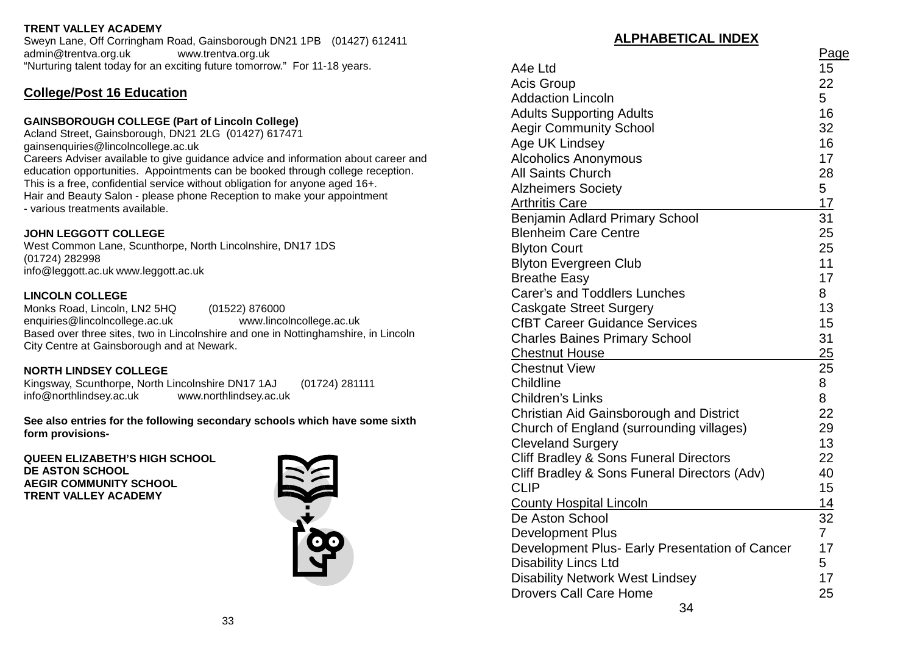**TRENT VALLEY ACADEMY**
Sweyn Lane, Off Corringham Road, Gainsborough DN21 1PB (01427) 612411
admin@trentva.org.uk www.trentva.org.uk
"Nurturing talent today for an exciting future tomorrow." For 11-18 years.

## College/Post 16 Education

**GAINSBOROUGH COLLEGE (Part of Lincoln College)**
Acland Street, Gainsborough, DN21 2LG (01427) 617471
gainsenquiries@lincolncollege.ac.uk
Careers Adviser available to give guidance advice and information about career and education opportunities. Appointments can be booked through college reception. This is a free, confidential service without obligation for anyone aged 16+.
Hair and Beauty Salon - please phone Reception to make your appointment - various treatments available.

**JOHN LEGGOTT COLLEGE**
West Common Lane, Scunthorpe, North Lincolnshire, DN17 1DS
(01724) 282998
info@leggott.ac.uk www.leggott.ac.uk

**LINCOLN COLLEGE**
Monks Road, Lincoln, LN2 5HQ (01522) 876000
enquiries@lincolncollege.ac.uk www.lincolncollege.ac.uk
Based over three sites, two in Lincolnshire and one in Nottinghamshire, in Lincoln City Centre at Gainsborough and at Newark.

**NORTH LINDSEY COLLEGE**
Kingsway, Scunthorpe, North Lincolnshire DN17 1AJ (01724) 281111
info@northlindsey.ac.uk www.northlindsey.ac.uk

**See also entries for the following secondary schools which have some sixth form provisions-**

**QUEEN ELIZABETH'S HIGH SCHOOL**
**DE ASTON SCHOOL**
**AEGIR COMMUNITY SCHOOL**
**TRENT VALLEY ACADEMY**

## ALPHABETICAL INDEX

| | Page |
|---|---|
| A4e Ltd | 15 |
| Acis Group | 22 |
| Addaction Lincoln | 5 |
| Adults Supporting Adults | 16 |
| Aegir Community School | 32 |
| Age UK Lindsey | 16 |
| Alcoholics Anonymous | 17 |
| All Saints Church | 28 |
| Alzheimers Society | 5 |
| Arthritis Care | 17 |
| Benjamin Adlard Primary School | 31 |
| Blenheim Care Centre | 25 |
| Blyton Court | 25 |
| Blyton Evergreen Club | 11 |
| Breathe Easy | 17 |
| Carer's and Toddlers Lunches | 8 |
| Caskgate Street Surgery | 13 |
| CfBT Career Guidance Services | 15 |
| Charles Baines Primary School | 31 |
| Chestnut House | 25 |
| Chestnut View | 25 |
| Childline | 8 |
| Children's Links | 8 |
| Christian Aid Gainsborough and District | 22 |
| Church of England (surrounding villages) | 29 |
| Cleveland Surgery | 13 |
| Cliff Bradley & Sons Funeral Directors | 22 |
| Cliff Bradley & Sons Funeral Directors (Adv) | 40 |
| CLIP | 15 |
| County Hospital Lincoln | 14 |
| De Aston School | 32 |
| Development Plus | 7 |
| Development Plus- Early Presentation of Cancer | 17 |
| Disability Lincs Ltd | 5 |
| Disability Network West Lindsey | 17 |
| Drovers Call Care Home | 25 |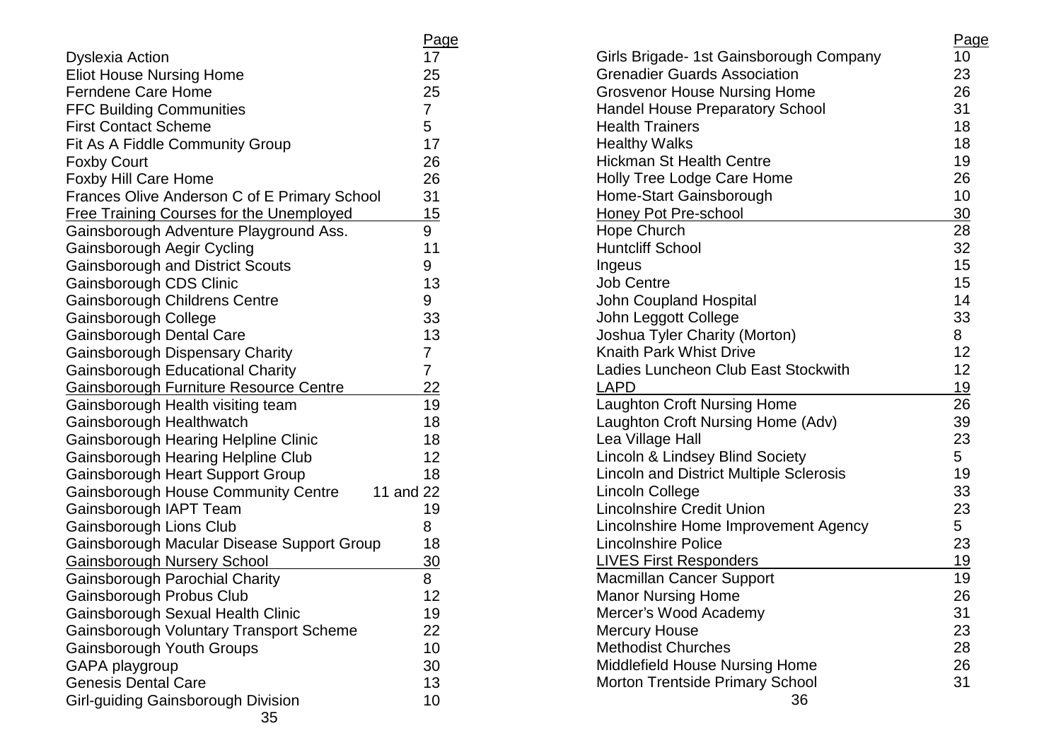| | Page |
|---|---|
| Dyslexia Action | 17 |
| Eliot House Nursing Home | 25 |
| Ferndene Care Home | 25 |
| FFC Building Communities | 7 |
| First Contact Scheme | 5 |
| Fit As A Fiddle Community Group | 17 |
| Foxby Court | 26 |
| Foxby Hill Care Home | 26 |
| Frances Olive Anderson C of E Primary School | 31 |
| Free Training Courses for the Unemployed | 15 |
| Gainsborough Adventure Playground Ass. | 9 |
| Gainsborough Aegir Cycling | 11 |
| Gainsborough and District Scouts | 9 |
| Gainsborough CDS Clinic | 13 |
| Gainsborough Childrens Centre | 9 |
| Gainsborough College | 33 |
| Gainsborough Dental Care | 13 |
| Gainsborough Dispensary Charity | 7 |
| Gainsborough Educational Charity | 7 |
| Gainsborough Furniture Resource Centre | 22 |
| Gainsborough Health visiting team | 19 |
| Gainsborough Healthwatch | 18 |
| Gainsborough Hearing Helpline Clinic | 18 |
| Gainsborough Hearing Helpline Club | 12 |
| Gainsborough Heart Support Group | 18 |
| Gainsborough House Community Centre | 11 and 22 |
| Gainsborough IAPT Team | 19 |
| Gainsborough Lions Club | 8 |
| Gainsborough Macular Disease Support Group | 18 |
| Gainsborough Nursery School | 30 |
| Gainsborough Parochial Charity | 8 |
| Gainsborough Probus Club | 12 |
| Gainsborough Sexual Health Clinic | 19 |
| Gainsborough Voluntary Transport Scheme | 22 |
| Gainsborough Youth Groups | 10 |
| GAPA playgroup | 30 |
| Genesis Dental Care | 13 |
| Girl-guiding Gainsborough Division | 10 |

| | Page |
|---|---|
| Girls Brigade- 1st Gainsborough Company | 10 |
| Grenadier Guards Association | 23 |
| Grosvenor House Nursing Home | 26 |
| Handel House Preparatory School | 31 |
| Health Trainers | 18 |
| Healthy Walks | 18 |
| Hickman St Health Centre | 19 |
| Holly Tree Lodge Care Home | 26 |
| Home-Start Gainsborough | 10 |
| Honey Pot Pre-school | 30 |
| Hope Church | 28 |
| Huntcliff School | 32 |
| Ingeus | 15 |
| Job Centre | 15 |
| John Coupland Hospital | 14 |
| John Leggott College | 33 |
| Joshua Tyler Charity (Morton) | 8 |
| Knaith Park Whist Drive | 12 |
| Ladies Luncheon Club East Stockwith | 12 |
| LAPD | 19 |
| Laughton Croft Nursing Home | 26 |
| Laughton Croft Nursing Home (Adv) | 39 |
| Lea Village Hall | 23 |
| Lincoln & Lindsey Blind Society | 5 |
| Lincoln and District Multiple Sclerosis | 19 |
| Lincoln College | 33 |
| Lincolnshire Credit Union | 23 |
| Lincolnshire Home Improvement Agency | 5 |
| Lincolnshire Police | 23 |
| LIVES First Responders | 19 |
| Macmillan Cancer Support | 19 |
| Manor Nursing Home | 26 |
| Mercer's Wood Academy | 31 |
| Mercury House | 23 |
| Methodist Churches | 28 |
| Middlefield House Nursing Home | 26 |
| Morton Trentside Primary School | 31 |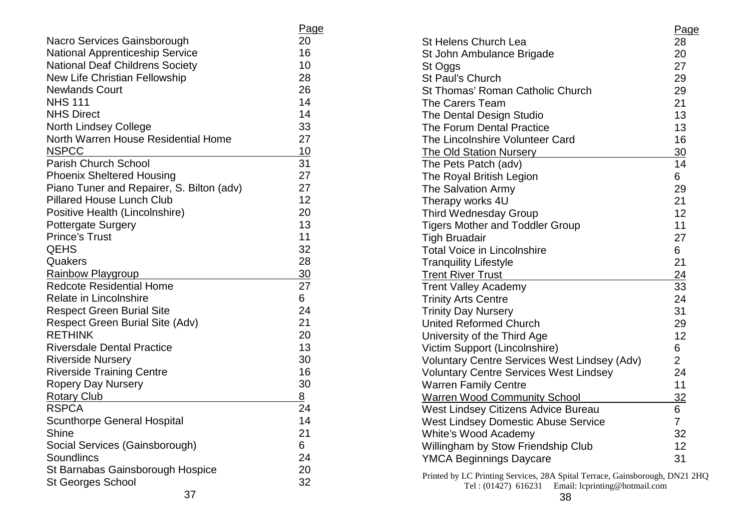| | Page |
|---|---|
| Nacro Services Gainsborough | 20 |
| National Apprenticeship Service | 16 |
| National Deaf Childrens Society | 10 |
| New Life Christian Fellowship | 28 |
| Newlands Court | 26 |
| NHS 111 | 14 |
| NHS Direct | 14 |
| North Lindsey College | 33 |
| North Warren House Residential Home | 27 |
| NSPCC | 10 |
| Parish Church School | 31 |
| Phoenix Sheltered Housing | 27 |
| Piano Tuner and Repairer, S. Bilton (adv) | 27 |
| Pillared House Lunch Club | 12 |
| Positive Health (Lincolnshire) | 20 |
| Pottergate Surgery | 13 |
| Prince's Trust | 11 |
| QEHS | 32 |
| Quakers | 28 |
| Rainbow Playgroup | 30 |
| Redcote Residential Home | 27 |
| Relate in Lincolnshire | 6 |
| Respect Green Burial Site | 24 |
| Respect Green Burial Site (Adv) | 21 |
| RETHINK | 20 |
| Riversdale Dental Practice | 13 |
| Riverside Nursery | 30 |
| Riverside Training Centre | 16 |
| Ropery Day Nursery | 30 |
| Rotary Club | 8 |
| RSPCA | 24 |
| Scunthorpe General Hospital | 14 |
| Shine | 21 |
| Social Services (Gainsborough) | 6 |
| Soundlincs | 24 |
| St Barnabas Gainsborough Hospice | 20 |
| St Georges School | 32 |

| | Page |
|---|---|
| St Helens Church Lea | 28 |
| St John Ambulance Brigade | 20 |
| St Oggs | 27 |
| St Paul's Church | 29 |
| St Thomas' Roman Catholic Church | 29 |
| The Carers Team | 21 |
| The Dental Design Studio | 13 |
| The Forum Dental Practice | 13 |
| The Lincolnshire Volunteer Card | 16 |
| The Old Station Nursery | 30 |
| The Pets Patch (adv) | 14 |
| The Royal British Legion | 6 |
| The Salvation Army | 29 |
| Therapy works 4U | 21 |
| Third Wednesday Group | 12 |
| Tigers Mother and Toddler Group | 11 |
| Tigh Bruadair | 27 |
| Total Voice in Lincolnshire | 6 |
| Tranquility Lifestyle | 21 |
| Trent River Trust | 24 |
| Trent Valley Academy | 33 |
| Trinity Arts Centre | 24 |
| Trinity Day Nursery | 31 |
| United Reformed Church | 29 |
| University of the Third Age | 12 |
| Victim Support (Lincolnshire) | 6 |
| Voluntary Centre Services West Lindsey (Adv) | 2 |
| Voluntary Centre Services West Lindsey | 24 |
| Warren Family Centre | 11 |
| Warren Wood Community School | 32 |
| West Lindsey Citizens Advice Bureau | 6 |
| West Lindsey Domestic Abuse Service | 7 |
| White's Wood Academy | 32 |
| Willingham by Stow Friendship Club | 12 |
| YMCA Beginnings Daycare | 31 |

Printed by LC Printing Services, 28A Spital Terrace, Gainsborough, DN21 2HQ
Tel : (01427) 616231 Email: lcprinting@hotmail.com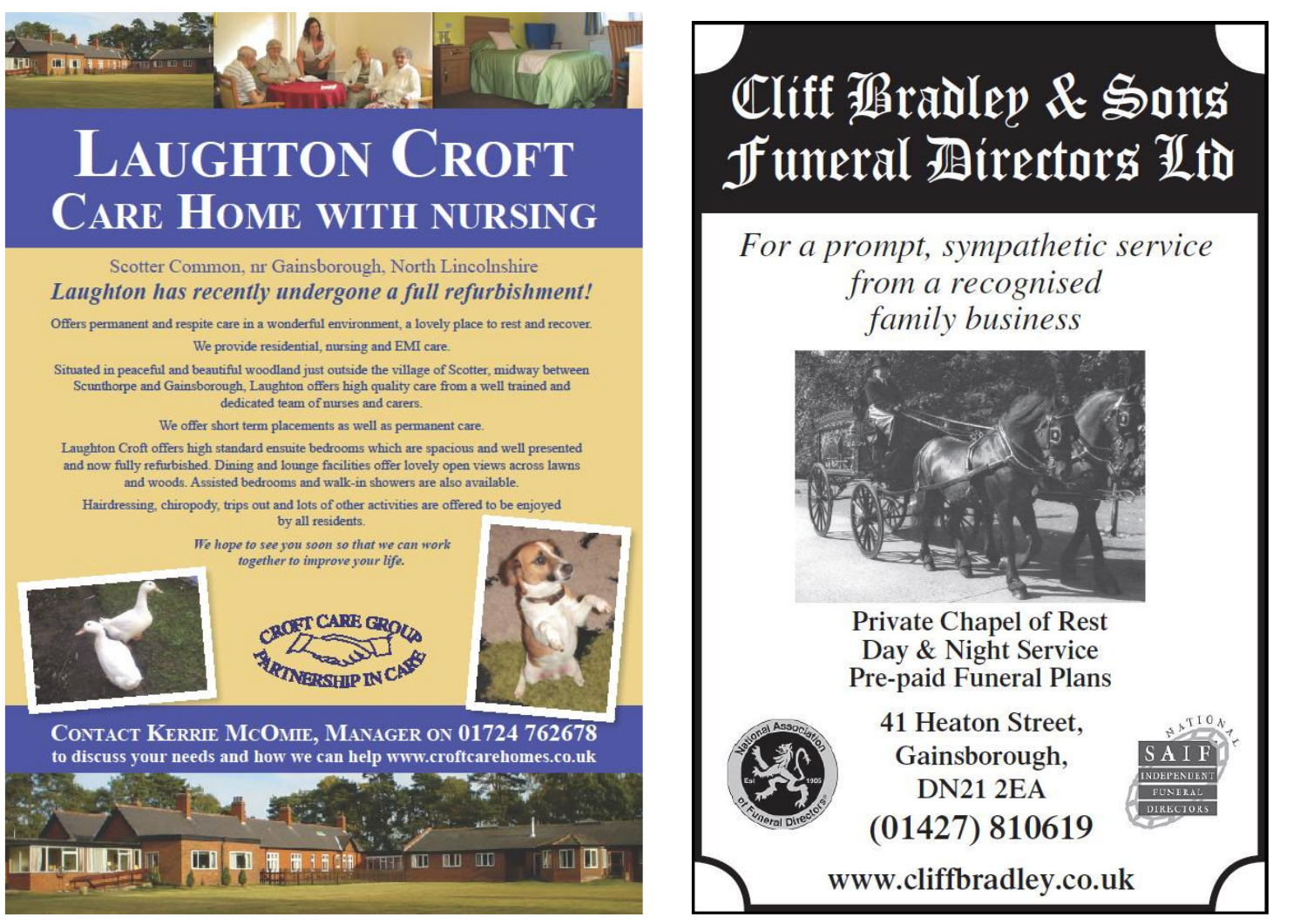# Laughton Croft
## Care Home with Nursing

Scotter Common, nr Gainsborough, North Lincolnshire

***Laughton has recently undergone a full refurbishment!***

Offers permanent and respite care in a wonderful environment, a lovely place to rest and recover.

We provide residential, nursing and EMI care.

Situated in peaceful and beautiful woodland just outside the village of Scotter, midway between Scunthorpe and Gainsborough, Laughton offers high quality care from a well trained and dedicated team of nurses and carers.

We offer short term placements as well as permanent care.

Laughton Croft offers high standard ensuite bedrooms which are spacious and well presented and now fully refurbished. Dining and lounge facilities offer lovely open views across lawns and woods. Assisted bedrooms and walk-in showers are also available.

Hairdressing, chiropody, trips out and lots of other activities are offered to be enjoyed by all residents.

*We hope to see you soon so that we can work together to improve your life.*

Croft Care Group – Partnership in Care

**Contact Kerrie McOmie, Manager on 01724 762678**
**to discuss your needs and how we can help www.croftcarehomes.co.uk**

# Cliff Bradley & Sons Funeral Directors Ltd

*For a prompt, sympathetic service from a recognised family business*

Private Chapel of Rest
Day & Night Service
Pre-paid Funeral Plans

41 Heaton Street,
Gainsborough,
DN21 2EA
(01427) 810619

National Association of Funeral Directors – Est 1905

National SAIF – Independent Funeral Directors

www.cliffbradley.co.uk